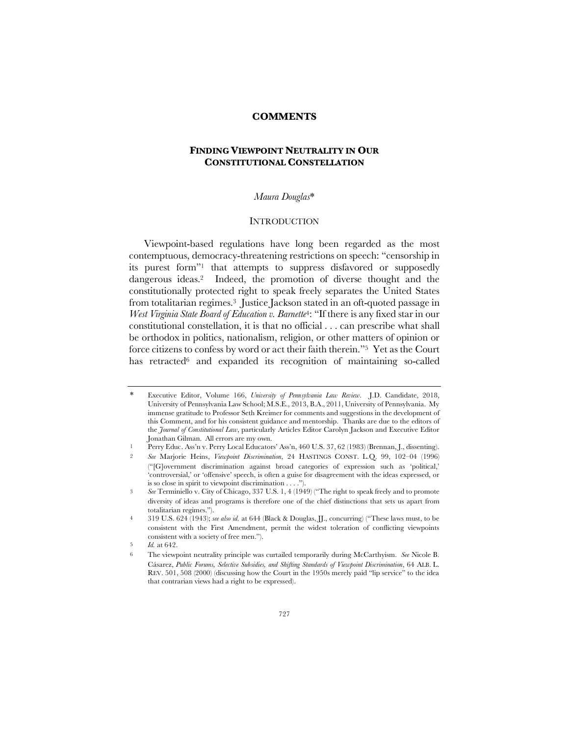# COMMENTS

## FINDING VIEWPOINT NEUTRALITY IN OUR CONSTITUTIONAL CONSTELLATION

*Maura Douglas**

### INTRODUCTION

Viewpoint-based regulations have long been regarded as the most contemptuous, democracy-threatening restrictions on speech: "censorship in its purest form"[1] that attempts to suppress disfavored or supposedly dangerous ideas.[2] Indeed, the promotion of diverse thought and the constitutionally protected right to speak freely separates the United States from totalitarian regimes.[3] Justice Jackson stated in an oft-quoted passage in *West Virginia State Board of Education v. Barnette*[4]: "If there is any fixed star in our constitutional constellation, it is that no official . . . can prescribe what shall be orthodox in politics, nationalism, religion, or other matters of opinion or force citizens to confess by word or act their faith therein."[5] Yet as the Court has retracted[6] and expanded its recognition of maintaining so-called

---

\* Executive Editor, Volume 166, *University of Pennsylvania Law Review*. J.D. Candidate, 2018, University of Pennsylvania Law School; M.S.E., 2013, B.A., 2011, University of Pennsylvania. My immense gratitude to Professor Seth Kreimer for comments and suggestions in the development of this Comment, and for his consistent guidance and mentorship. Thanks are due to the editors of the *Journal of Constitutional Law*, particularly Articles Editor Carolyn Jackson and Executive Editor Jonathan Gilman. All errors are my own.

1 Perry Educ. Ass'n v. Perry Local Educators' Ass'n, 460 U.S. 37, 62 (1983) (Brennan, J., dissenting).

2 *See* Marjorie Heins, *Viewpoint Discrimination*, 24 HASTINGS CONST. L.Q. 99, 102–04 (1996) ("[G]overnment discrimination against broad categories of expression such as 'political,' 'controversial,' or 'offensive' speech, is often a guise for disagreement with the ideas expressed, or is so close in spirit to viewpoint discrimination . . . .").

3 *See* Terminiello v. City of Chicago, 337 U.S. 1, 4 (1949) ("The right to speak freely and to promote diversity of ideas and programs is therefore one of the chief distinctions that sets us apart from totalitarian regimes.").

4 319 U.S. 624 (1943); *see also id.* at 644 (Black & Douglas, JJ., concurring) ("These laws must, to be consistent with the First Amendment, permit the widest toleration of conflicting viewpoints consistent with a society of free men.").

5 *Id.* at 642.

6 The viewpoint neutrality principle was curtailed temporarily during McCarthyism. *See* Nicole B. Cásarez, *Public Forums, Selective Subsidies, and Shifting Standards of Viewpoint Discrimination*, 64 ALB. L. REV. 501, 508 (2000) (discussing how the Court in the 1950s merely paid "lip service" to the idea that contrarian views had a right to be expressed).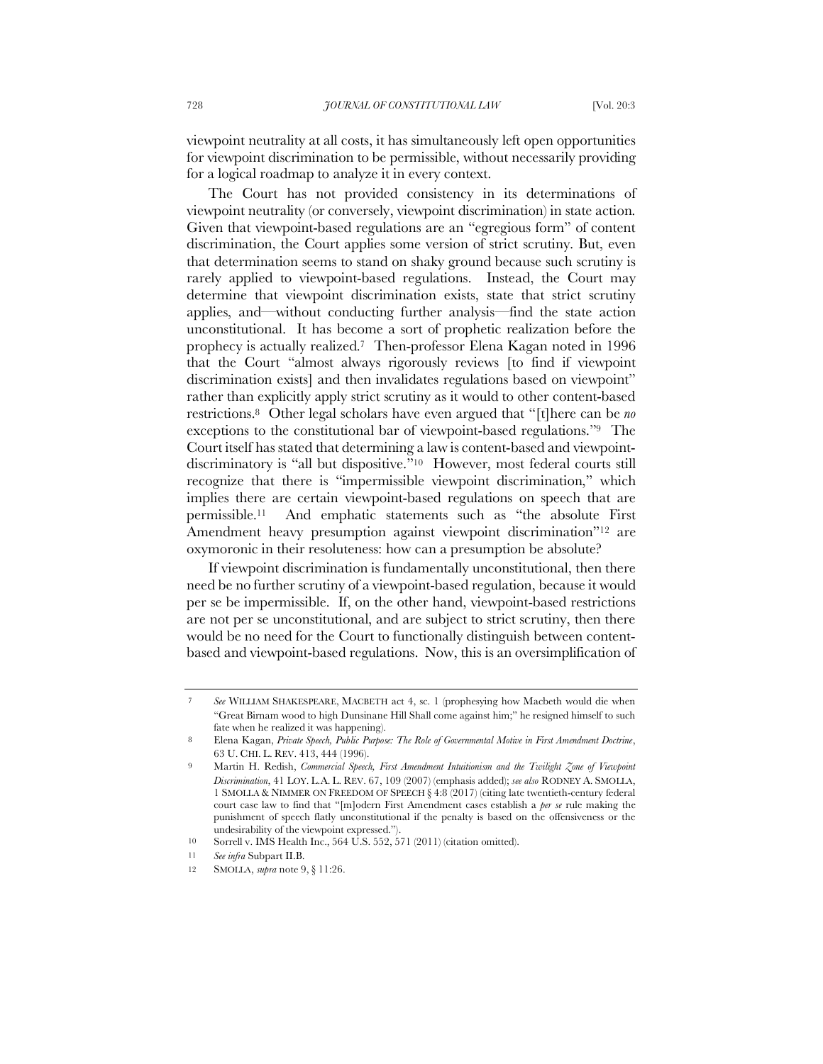viewpoint neutrality at all costs, it has simultaneously left open opportunities for viewpoint discrimination to be permissible, without necessarily providing for a logical roadmap to analyze it in every context.

The Court has not provided consistency in its determinations of viewpoint neutrality (or conversely, viewpoint discrimination) in state action. Given that viewpoint-based regulations are an "egregious form" of content discrimination, the Court applies some version of strict scrutiny. But, even that determination seems to stand on shaky ground because such scrutiny is rarely applied to viewpoint-based regulations. Instead, the Court may determine that viewpoint discrimination exists, state that strict scrutiny applies, and—without conducting further analysis—find the state action unconstitutional. It has become a sort of prophetic realization before the prophecy is actually realized.[7] Then-professor Elena Kagan noted in 1996 that the Court "almost always rigorously reviews [to find if viewpoint discrimination exists] and then invalidates regulations based on viewpoint" rather than explicitly apply strict scrutiny as it would to other content-based restrictions.[8] Other legal scholars have even argued that "[t]here can be *no* exceptions to the constitutional bar of viewpoint-based regulations."[9] The Court itself has stated that determining a law is content-based and viewpoint-discriminatory is "all but dispositive."[10] However, most federal courts still recognize that there is "impermissible viewpoint discrimination," which implies there are certain viewpoint-based regulations on speech that are permissible.[11] And emphatic statements such as "the absolute First Amendment heavy presumption against viewpoint discrimination"[12] are oxymoronic in their resoluteness: how can a presumption be absolute?

If viewpoint discrimination is fundamentally unconstitutional, then there need be no further scrutiny of a viewpoint-based regulation, because it would per se be impermissible. If, on the other hand, viewpoint-based restrictions are not per se unconstitutional, and are subject to strict scrutiny, then there would be no need for the Court to functionally distinguish between content-based and viewpoint-based regulations. Now, this is an oversimplification of

---

7 *See* WILLIAM SHAKESPEARE, MACBETH act 4, sc. 1 (prophesying how Macbeth would die when "Great Birnam wood to high Dunsinane Hill Shall come against him;" he resigned himself to such fate when he realized it was happening).

8 Elena Kagan, *Private Speech, Public Purpose: The Role of Governmental Motive in First Amendment Doctrine*, 63 U. CHI. L. REV. 413, 444 (1996).

9 Martin H. Redish, *Commercial Speech, First Amendment Intuitionism and the Twilight Zone of Viewpoint Discrimination*, 41 LOY. L.A. L. REV. 67, 109 (2007) (emphasis added); *see also* RODNEY A. SMOLLA, 1 SMOLLA & NIMMER ON FREEDOM OF SPEECH § 4:8 (2017) (citing late twentieth-century federal court case law to find that "[m]odern First Amendment cases establish a *per se* rule making the punishment of speech flatly unconstitutional if the penalty is based on the offensiveness or the undesirability of the viewpoint expressed.").

10 Sorrell v. IMS Health Inc., 564 U.S. 552, 571 (2011) (citation omitted).

11 *See infra* Subpart II.B.

12 SMOLLA, *supra* note 9, § 11:26.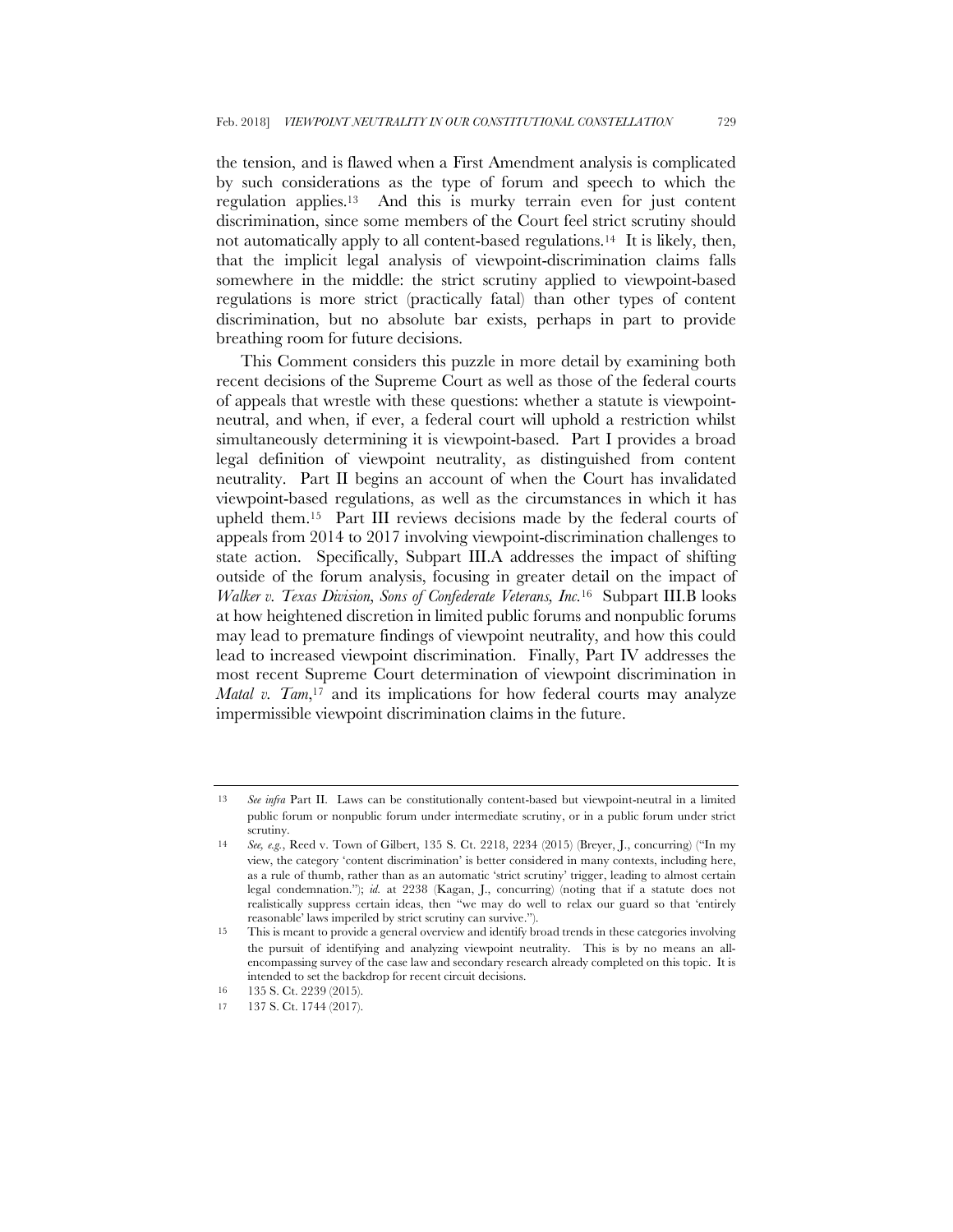the tension, and is flawed when a First Amendment analysis is complicated by such considerations as the type of forum and speech to which the regulation applies.[13] And this is murky terrain even for just content discrimination, since some members of the Court feel strict scrutiny should not automatically apply to all content-based regulations.[14] It is likely, then, that the implicit legal analysis of viewpoint-discrimination claims falls somewhere in the middle: the strict scrutiny applied to viewpoint-based regulations is more strict (practically fatal) than other types of content discrimination, but no absolute bar exists, perhaps in part to provide breathing room for future decisions.

This Comment considers this puzzle in more detail by examining both recent decisions of the Supreme Court as well as those of the federal courts of appeals that wrestle with these questions: whether a statute is viewpoint-neutral, and when, if ever, a federal court will uphold a restriction whilst simultaneously determining it is viewpoint-based. Part I provides a broad legal definition of viewpoint neutrality, as distinguished from content neutrality. Part II begins an account of when the Court has invalidated viewpoint-based regulations, as well as the circumstances in which it has upheld them.[15] Part III reviews decisions made by the federal courts of appeals from 2014 to 2017 involving viewpoint-discrimination challenges to state action. Specifically, Subpart III.A addresses the impact of shifting outside of the forum analysis, focusing in greater detail on the impact of *Walker v. Texas Division, Sons of Confederate Veterans, Inc.*[16] Subpart III.B looks at how heightened discretion in limited public forums and nonpublic forums may lead to premature findings of viewpoint neutrality, and how this could lead to increased viewpoint discrimination. Finally, Part IV addresses the most recent Supreme Court determination of viewpoint discrimination in *Matal v. Tam*,[17] and its implications for how federal courts may analyze impermissible viewpoint discrimination claims in the future.

---

13 *See infra* Part II. Laws can be constitutionally content-based but viewpoint-neutral in a limited public forum or nonpublic forum under intermediate scrutiny, or in a public forum under strict scrutiny.

14 *See, e.g.*, Reed v. Town of Gilbert, 135 S. Ct. 2218, 2234 (2015) (Breyer, J., concurring) ("In my view, the category 'content discrimination' is better considered in many contexts, including here, as a rule of thumb, rather than as an automatic 'strict scrutiny' trigger, leading to almost certain legal condemnation."); *id.* at 2238 (Kagan, J., concurring) (noting that if a statute does not realistically suppress certain ideas, then "we may do well to relax our guard so that 'entirely reasonable' laws imperiled by strict scrutiny can survive.").

15 This is meant to provide a general overview and identify broad trends in these categories involving the pursuit of identifying and analyzing viewpoint neutrality. This is by no means an all-encompassing survey of the case law and secondary research already completed on this topic. It is intended to set the backdrop for recent circuit decisions.

16 135 S. Ct. 2239 (2015).

17 137 S. Ct. 1744 (2017).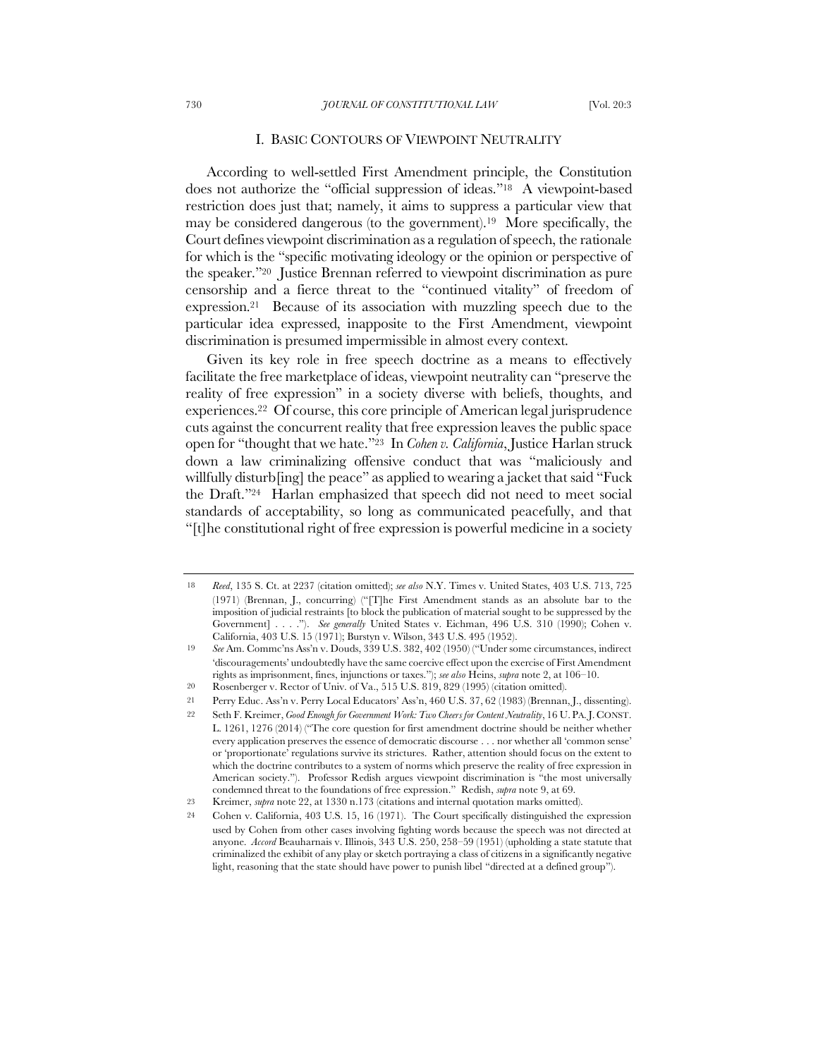## I. BASIC CONTOURS OF VIEWPOINT NEUTRALITY

According to well-settled First Amendment principle, the Constitution does not authorize the "official suppression of ideas."[18] A viewpoint-based restriction does just that; namely, it aims to suppress a particular view that may be considered dangerous (to the government).[19] More specifically, the Court defines viewpoint discrimination as a regulation of speech, the rationale for which is the "specific motivating ideology or the opinion or perspective of the speaker."[20] Justice Brennan referred to viewpoint discrimination as pure censorship and a fierce threat to the "continued vitality" of freedom of expression.[21] Because of its association with muzzling speech due to the particular idea expressed, inapposite to the First Amendment, viewpoint discrimination is presumed impermissible in almost every context.

Given its key role in free speech doctrine as a means to effectively facilitate the free marketplace of ideas, viewpoint neutrality can "preserve the reality of free expression" in a society diverse with beliefs, thoughts, and experiences.[22] Of course, this core principle of American legal jurisprudence cuts against the concurrent reality that free expression leaves the public space open for "thought that we hate."[23] In *Cohen v. California*, Justice Harlan struck down a law criminalizing offensive conduct that was "maliciously and willfully disturb[ing] the peace" as applied to wearing a jacket that said "Fuck the Draft."[24] Harlan emphasized that speech did not need to meet social standards of acceptability, so long as communicated peacefully, and that "[t]he constitutional right of free expression is powerful medicine in a society

---

18 *Reed*, 135 S. Ct. at 2237 (citation omitted); *see also* N.Y. Times v. United States, 403 U.S. 713, 725 (1971) (Brennan, J., concurring) ("[T]he First Amendment stands as an absolute bar to the imposition of judicial restraints [to block the publication of material sought to be suppressed by the Government] . . . ."). *See generally* United States v. Eichman, 496 U.S. 310 (1990); Cohen v. California, 403 U.S. 15 (1971); Burstyn v. Wilson, 343 U.S. 495 (1952).

19 *See* Am. Commc'ns Ass'n v. Douds, 339 U.S. 382, 402 (1950) ("Under some circumstances, indirect 'discouragements' undoubtedly have the same coercive effect upon the exercise of First Amendment rights as imprisonment, fines, injunctions or taxes."); *see also* Heins, *supra* note 2, at 106–10.

20 Rosenberger v. Rector of Univ. of Va., 515 U.S. 819, 829 (1995) (citation omitted).

21 Perry Educ. Ass'n v. Perry Local Educators' Ass'n, 460 U.S. 37, 62 (1983) (Brennan, J., dissenting).

22 Seth F. Kreimer, *Good Enough for Government Work: Two Cheers for Content Neutrality*, 16 U. PA. J. CONST. L. 1261, 1276 (2014) ("The core question for first amendment doctrine should be neither whether every application preserves the essence of democratic discourse . . . nor whether all 'common sense' or 'proportionate' regulations survive its strictures. Rather, attention should focus on the extent to which the doctrine contributes to a system of norms which preserve the reality of free expression in American society."). Professor Redish argues viewpoint discrimination is "the most universally condemned threat to the foundations of free expression." Redish, *supra* note 9, at 69.

23 Kreimer, *supra* note 22, at 1330 n.173 (citations and internal quotation marks omitted).

24 Cohen v. California, 403 U.S. 15, 16 (1971). The Court specifically distinguished the expression used by Cohen from other cases involving fighting words because the speech was not directed at anyone. *Accord* Beauharnais v. Illinois, 343 U.S. 250, 258–59 (1951) (upholding a state statute that criminalized the exhibit of any play or sketch portraying a class of citizens in a significantly negative light, reasoning that the state should have power to punish libel "directed at a defined group").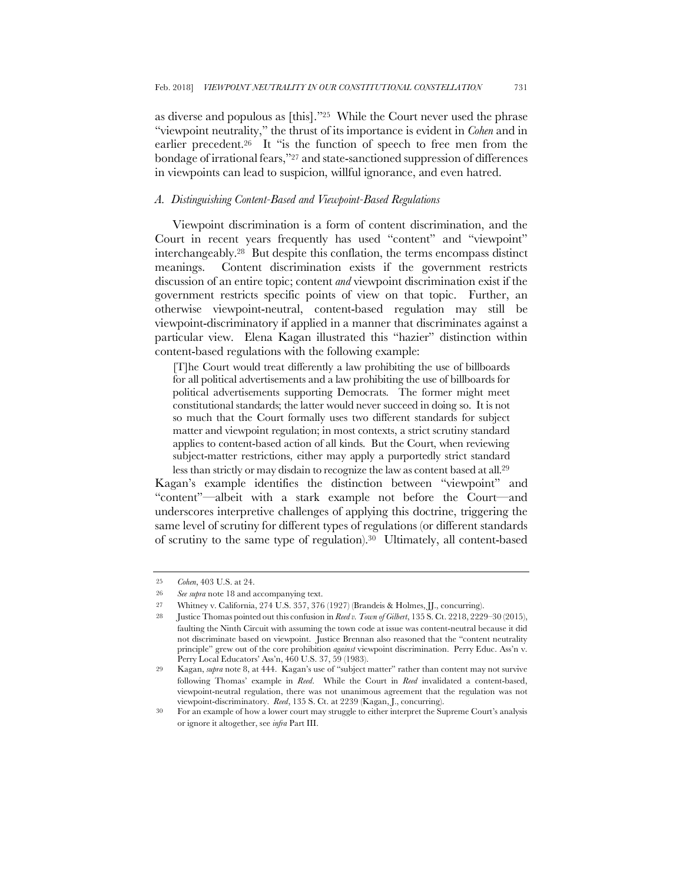as diverse and populous as [this]."[25] While the Court never used the phrase "viewpoint neutrality," the thrust of its importance is evident in *Cohen* and in earlier precedent.[26] It "is the function of speech to free men from the bondage of irrational fears,"[27] and state-sanctioned suppression of differences in viewpoints can lead to suspicion, willful ignorance, and even hatred.

### *A. Distinguishing Content-Based and Viewpoint-Based Regulations*

Viewpoint discrimination is a form of content discrimination, and the Court in recent years frequently has used "content" and "viewpoint" interchangeably.[28] But despite this conflation, the terms encompass distinct meanings. Content discrimination exists if the government restricts discussion of an entire topic; content *and* viewpoint discrimination exist if the government restricts specific points of view on that topic. Further, an otherwise viewpoint-neutral, content-based regulation may still be viewpoint-discriminatory if applied in a manner that discriminates against a particular view. Elena Kagan illustrated this "hazier" distinction within content-based regulations with the following example:

> [T]he Court would treat differently a law prohibiting the use of billboards for all political advertisements and a law prohibiting the use of billboards for political advertisements supporting Democrats. The former might meet constitutional standards; the latter would never succeed in doing so. It is not so much that the Court formally uses two different standards for subject matter and viewpoint regulation; in most contexts, a strict scrutiny standard applies to content-based action of all kinds. But the Court, when reviewing subject-matter restrictions, either may apply a purportedly strict standard less than strictly or may disdain to recognize the law as content based at all.[29]

Kagan's example identifies the distinction between "viewpoint" and "content"—albeit with a stark example not before the Court—and underscores interpretive challenges of applying this doctrine, triggering the same level of scrutiny for different types of regulations (or different standards of scrutiny to the same type of regulation).[30] Ultimately, all content-based

---

[25] *Cohen*, 403 U.S. at 24.

[26] *See supra* note 18 and accompanying text.

[27] Whitney v. California, 274 U.S. 357, 376 (1927) (Brandeis & Holmes, JJ., concurring).

[28] Justice Thomas pointed out this confusion in *Reed v. Town of Gilbert*, 135 S. Ct. 2218, 2229–30 (2015), faulting the Ninth Circuit with assuming the town code at issue was content-neutral because it did not discriminate based on viewpoint. Justice Brennan also reasoned that the "content neutrality principle" grew out of the core prohibition *against* viewpoint discrimination. Perry Educ. Ass'n v. Perry Local Educators' Ass'n, 460 U.S. 37, 59 (1983).

[29] Kagan, *supra* note 8, at 444. Kagan's use of "subject matter" rather than content may not survive following Thomas' example in *Reed*. While the Court in *Reed* invalidated a content-based, viewpoint-neutral regulation, there was not unanimous agreement that the regulation was not viewpoint-discriminatory. *Reed*, 135 S. Ct. at 2239 (Kagan, J., concurring).

[30] For an example of how a lower court may struggle to either interpret the Supreme Court's analysis or ignore it altogether, see *infra* Part III.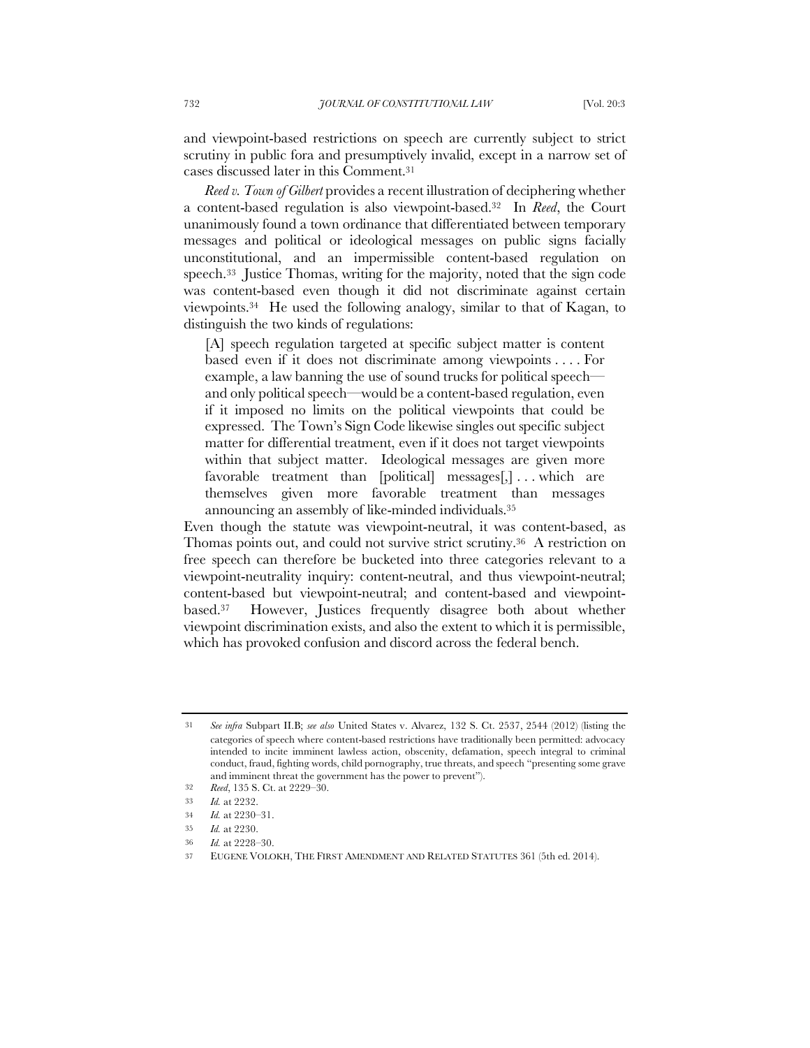and viewpoint-based restrictions on speech are currently subject to strict scrutiny in public fora and presumptively invalid, except in a narrow set of cases discussed later in this Comment.[31]

*Reed v. Town of Gilbert* provides a recent illustration of deciphering whether a content-based regulation is also viewpoint-based.[32] In *Reed*, the Court unanimously found a town ordinance that differentiated between temporary messages and political or ideological messages on public signs facially unconstitutional, and an impermissible content-based regulation on speech.[33] Justice Thomas, writing for the majority, noted that the sign code was content-based even though it did not discriminate against certain viewpoints.[34] He used the following analogy, similar to that of Kagan, to distinguish the two kinds of regulations:

> [A] speech regulation targeted at specific subject matter is content based even if it does not discriminate among viewpoints . . . . For example, a law banning the use of sound trucks for political speech—and only political speech—would be a content-based regulation, even if it imposed no limits on the political viewpoints that could be expressed. The Town's Sign Code likewise singles out specific subject matter for differential treatment, even if it does not target viewpoints within that subject matter. Ideological messages are given more favorable treatment than [political] messages[,] . . . which are themselves given more favorable treatment than messages announcing an assembly of like-minded individuals.[35]

Even though the statute was viewpoint-neutral, it was content-based, as Thomas points out, and could not survive strict scrutiny.[36] A restriction on free speech can therefore be bucketed into three categories relevant to a viewpoint-neutrality inquiry: content-neutral, and thus viewpoint-neutral; content-based but viewpoint-neutral; and content-based and viewpoint-based.[37] However, Justices frequently disagree both about whether viewpoint discrimination exists, and also the extent to which it is permissible, which has provoked confusion and discord across the federal bench.

---

31 *See infra* Subpart II.B; *see also* United States v. Alvarez, 132 S. Ct. 2537, 2544 (2012) (listing the categories of speech where content-based restrictions have traditionally been permitted: advocacy intended to incite imminent lawless action, obscenity, defamation, speech integral to criminal conduct, fraud, fighting words, child pornography, true threats, and speech "presenting some grave and imminent threat the government has the power to prevent").

32 *Reed*, 135 S. Ct. at 2229–30.

33 *Id.* at 2232.

34 *Id.* at 2230–31.

35 *Id.* at 2230.

36 *Id.* at 2228–30.

37 EUGENE VOLOKH, THE FIRST AMENDMENT AND RELATED STATUTES 361 (5th ed. 2014).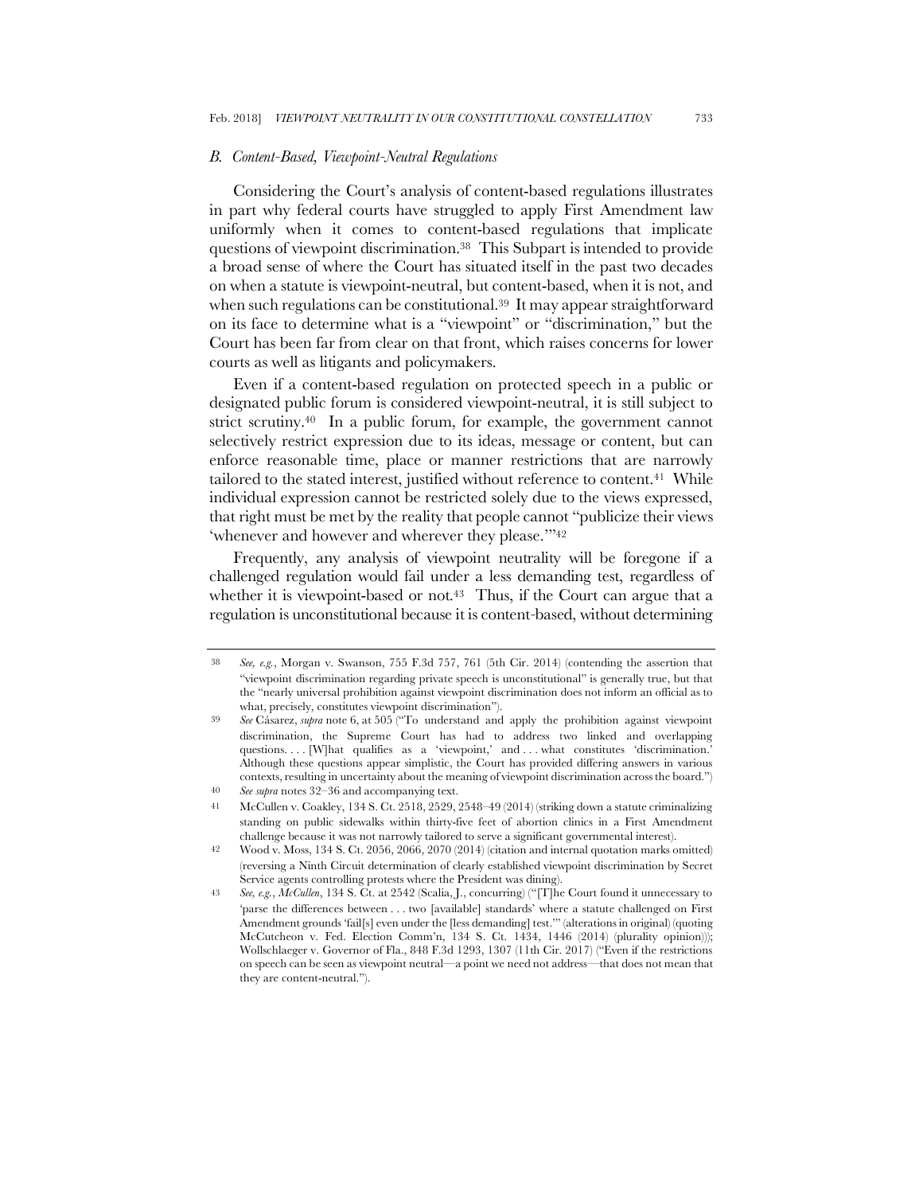### *B. Content-Based, Viewpoint-Neutral Regulations*

Considering the Court's analysis of content-based regulations illustrates in part why federal courts have struggled to apply First Amendment law uniformly when it comes to content-based regulations that implicate questions of viewpoint discrimination.[38] This Subpart is intended to provide a broad sense of where the Court has situated itself in the past two decades on when a statute is viewpoint-neutral, but content-based, when it is not, and when such regulations can be constitutional.[39] It may appear straightforward on its face to determine what is a "viewpoint" or "discrimination," but the Court has been far from clear on that front, which raises concerns for lower courts as well as litigants and policymakers.

Even if a content-based regulation on protected speech in a public or designated public forum is considered viewpoint-neutral, it is still subject to strict scrutiny.[40] In a public forum, for example, the government cannot selectively restrict expression due to its ideas, message or content, but can enforce reasonable time, place or manner restrictions that are narrowly tailored to the stated interest, justified without reference to content.[41] While individual expression cannot be restricted solely due to the views expressed, that right must be met by the reality that people cannot "publicize their views 'whenever and however and wherever they please.'"[42]

Frequently, any analysis of viewpoint neutrality will be foregone if a challenged regulation would fail under a less demanding test, regardless of whether it is viewpoint-based or not.[43] Thus, if the Court can argue that a regulation is unconstitutional because it is content-based, without determining

---

38 *See, e.g.*, Morgan v. Swanson, 755 F.3d 757, 761 (5th Cir. 2014) (contending the assertion that "viewpoint discrimination regarding private speech is unconstitutional" is generally true, but that the "nearly universal prohibition against viewpoint discrimination does not inform an official as to what, precisely, constitutes viewpoint discrimination").

39 *See* Cásarez, *supra* note 6, at 505 ("To understand and apply the prohibition against viewpoint discrimination, the Supreme Court has had to address two linked and overlapping questions. . . . [W]hat qualifies as a 'viewpoint,' and . . . what constitutes 'discrimination.' Although these questions appear simplistic, the Court has provided differing answers in various contexts, resulting in uncertainty about the meaning of viewpoint discrimination across the board.")

40 *See supra* notes 32–36 and accompanying text.

41 McCullen v. Coakley, 134 S. Ct. 2518, 2529, 2548–49 (2014) (striking down a statute criminalizing standing on public sidewalks within thirty-five feet of abortion clinics in a First Amendment challenge because it was not narrowly tailored to serve a significant governmental interest).

42 Wood v. Moss, 134 S. Ct. 2056, 2066, 2070 (2014) (citation and internal quotation marks omitted) (reversing a Ninth Circuit determination of clearly established viewpoint discrimination by Secret Service agents controlling protests where the President was dining).

43 *See, e.g.*, *McCullen*, 134 S. Ct. at 2542 (Scalia, J., concurring) ("[T]he Court found it unnecessary to 'parse the differences between . . . two [available] standards' where a statute challenged on First Amendment grounds 'fail[s] even under the [less demanding] test.'" (alterations in original) (quoting McCutcheon v. Fed. Election Comm'n, 134 S. Ct. 1434, 1446 (2014) (plurality opinion))); Wollschlaeger v. Governor of Fla., 848 F.3d 1293, 1307 (11th Cir. 2017) ("Even if the restrictions on speech can be seen as viewpoint neutral—a point we need not address—that does not mean that they are content-neutral.").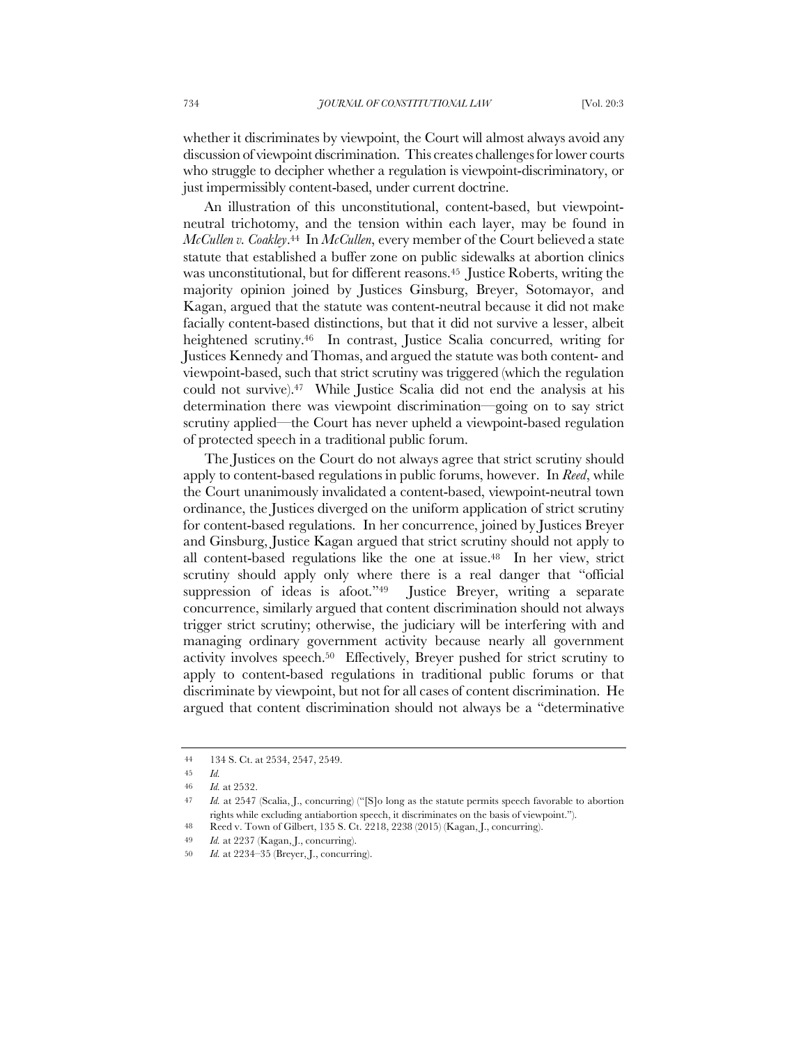whether it discriminates by viewpoint, the Court will almost always avoid any discussion of viewpoint discrimination. This creates challenges for lower courts who struggle to decipher whether a regulation is viewpoint-discriminatory, or just impermissibly content-based, under current doctrine.

An illustration of this unconstitutional, content-based, but viewpoint-neutral trichotomy, and the tension within each layer, may be found in *McCullen v. Coakley*.[44] In *McCullen*, every member of the Court believed a state statute that established a buffer zone on public sidewalks at abortion clinics was unconstitutional, but for different reasons.[45] Justice Roberts, writing the majority opinion joined by Justices Ginsburg, Breyer, Sotomayor, and Kagan, argued that the statute was content-neutral because it did not make facially content-based distinctions, but that it did not survive a lesser, albeit heightened scrutiny.[46] In contrast, Justice Scalia concurred, writing for Justices Kennedy and Thomas, and argued the statute was both content- and viewpoint-based, such that strict scrutiny was triggered (which the regulation could not survive).[47] While Justice Scalia did not end the analysis at his determination there was viewpoint discrimination—going on to say strict scrutiny applied—the Court has never upheld a viewpoint-based regulation of protected speech in a traditional public forum.

The Justices on the Court do not always agree that strict scrutiny should apply to content-based regulations in public forums, however. In *Reed*, while the Court unanimously invalidated a content-based, viewpoint-neutral town ordinance, the Justices diverged on the uniform application of strict scrutiny for content-based regulations. In her concurrence, joined by Justices Breyer and Ginsburg, Justice Kagan argued that strict scrutiny should not apply to all content-based regulations like the one at issue.[48] In her view, strict scrutiny should apply only where there is a real danger that "official suppression of ideas is afoot."[49] Justice Breyer, writing a separate concurrence, similarly argued that content discrimination should not always trigger strict scrutiny; otherwise, the judiciary will be interfering with and managing ordinary government activity because nearly all government activity involves speech.[50] Effectively, Breyer pushed for strict scrutiny to apply to content-based regulations in traditional public forums or that discriminate by viewpoint, but not for all cases of content discrimination. He argued that content discrimination should not always be a "determinative

---

44 134 S. Ct. at 2534, 2547, 2549.

45 *Id.*

46 *Id.* at 2532.

47 *Id.* at 2547 (Scalia, J., concurring) ("[S]o long as the statute permits speech favorable to abortion rights while excluding antiabortion speech, it discriminates on the basis of viewpoint.").

48 Reed v. Town of Gilbert, 135 S. Ct. 2218, 2238 (2015) (Kagan, J., concurring).

49 *Id.* at 2237 (Kagan, J., concurring).

50 *Id.* at 2234–35 (Breyer, J., concurring).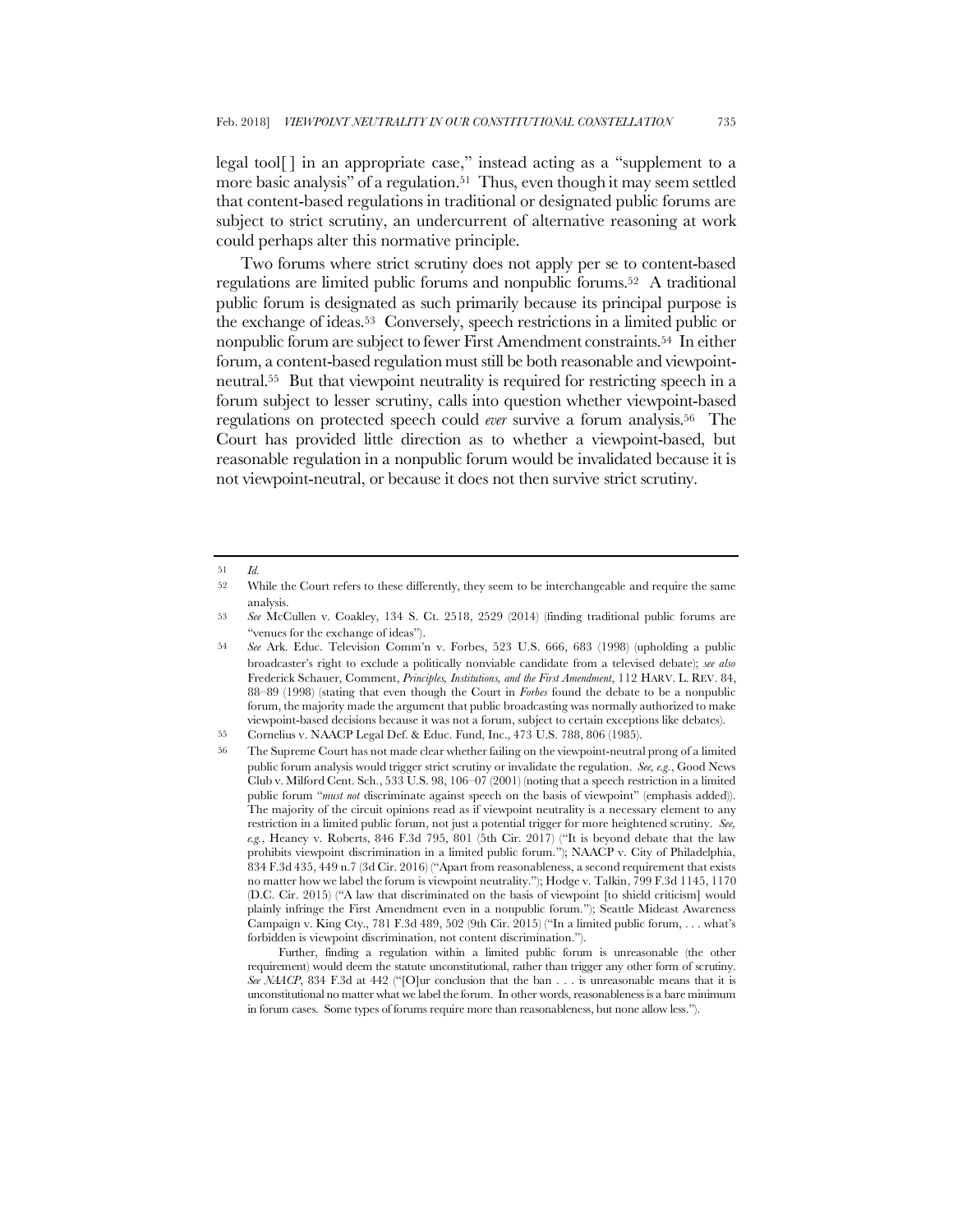legal tool[ ] in an appropriate case," instead acting as a "supplement to a more basic analysis" of a regulation.[51] Thus, even though it may seem settled that content-based regulations in traditional or designated public forums are subject to strict scrutiny, an undercurrent of alternative reasoning at work could perhaps alter this normative principle.

Two forums where strict scrutiny does not apply per se to content-based regulations are limited public forums and nonpublic forums.[52] A traditional public forum is designated as such primarily because its principal purpose is the exchange of ideas.[53] Conversely, speech restrictions in a limited public or nonpublic forum are subject to fewer First Amendment constraints.[54] In either forum, a content-based regulation must still be both reasonable and viewpoint-neutral.[55] But that viewpoint neutrality is required for restricting speech in a forum subject to lesser scrutiny, calls into question whether viewpoint-based regulations on protected speech could *ever* survive a forum analysis.[56] The Court has provided little direction as to whether a viewpoint-based, but reasonable regulation in a nonpublic forum would be invalidated because it is not viewpoint-neutral, or because it does not then survive strict scrutiny.

---

51 *Id.*

52 While the Court refers to these differently, they seem to be interchangeable and require the same analysis.

53 *See* McCullen v. Coakley, 134 S. Ct. 2518, 2529 (2014) (finding traditional public forums are "venues for the exchange of ideas").

54 *See* Ark. Educ. Television Comm'n v. Forbes, 523 U.S. 666, 683 (1998) (upholding a public broadcaster's right to exclude a politically nonviable candidate from a televised debate); *see also* Frederick Schauer, Comment, *Principles, Institutions, and the First Amendment*, 112 HARV. L. REV. 84, 88–89 (1998) (stating that even though the Court in *Forbes* found the debate to be a nonpublic forum, the majority made the argument that public broadcasting was normally authorized to make viewpoint-based decisions because it was not a forum, subject to certain exceptions like debates).

55 Cornelius v. NAACP Legal Def. & Educ. Fund, Inc., 473 U.S. 788, 806 (1985).

56 The Supreme Court has not made clear whether failing on the viewpoint-neutral prong of a limited public forum analysis would trigger strict scrutiny or invalidate the regulation. *See, e.g.*, Good News Club v. Milford Cent. Sch., 533 U.S. 98, 106–07 (2001) (noting that a speech restriction in a limited public forum "*must not* discriminate against speech on the basis of viewpoint" (emphasis added)). The majority of the circuit opinions read as if viewpoint neutrality is a necessary element to any restriction in a limited public forum, not just a potential trigger for more heightened scrutiny. *See, e.g.*, Heaney v. Roberts, 846 F.3d 795, 801 (5th Cir. 2017) ("It is beyond debate that the law prohibits viewpoint discrimination in a limited public forum."); NAACP v. City of Philadelphia, 834 F.3d 435, 449 n.7 (3d Cir. 2016) ("Apart from reasonableness, a second requirement that exists no matter how we label the forum is viewpoint neutrality."); Hodge v. Talkin, 799 F.3d 1145, 1170 (D.C. Cir. 2015) ("A law that discriminated on the basis of viewpoint [to shield criticism] would plainly infringe the First Amendment even in a nonpublic forum."); Seattle Mideast Awareness Campaign v. King Cty., 781 F.3d 489, 502 (9th Cir. 2015) ("In a limited public forum, . . . what's forbidden is viewpoint discrimination, not content discrimination.").

Further, finding a regulation within a limited public forum is unreasonable (the other requirement) would deem the statute unconstitutional, rather than trigger any other form of scrutiny. *See NAACP*, 834 F.3d at 442 ("[O]ur conclusion that the ban . . . is unreasonable means that it is unconstitutional no matter what we label the forum. In other words, reasonableness is a bare minimum in forum cases. Some types of forums require more than reasonableness, but none allow less.").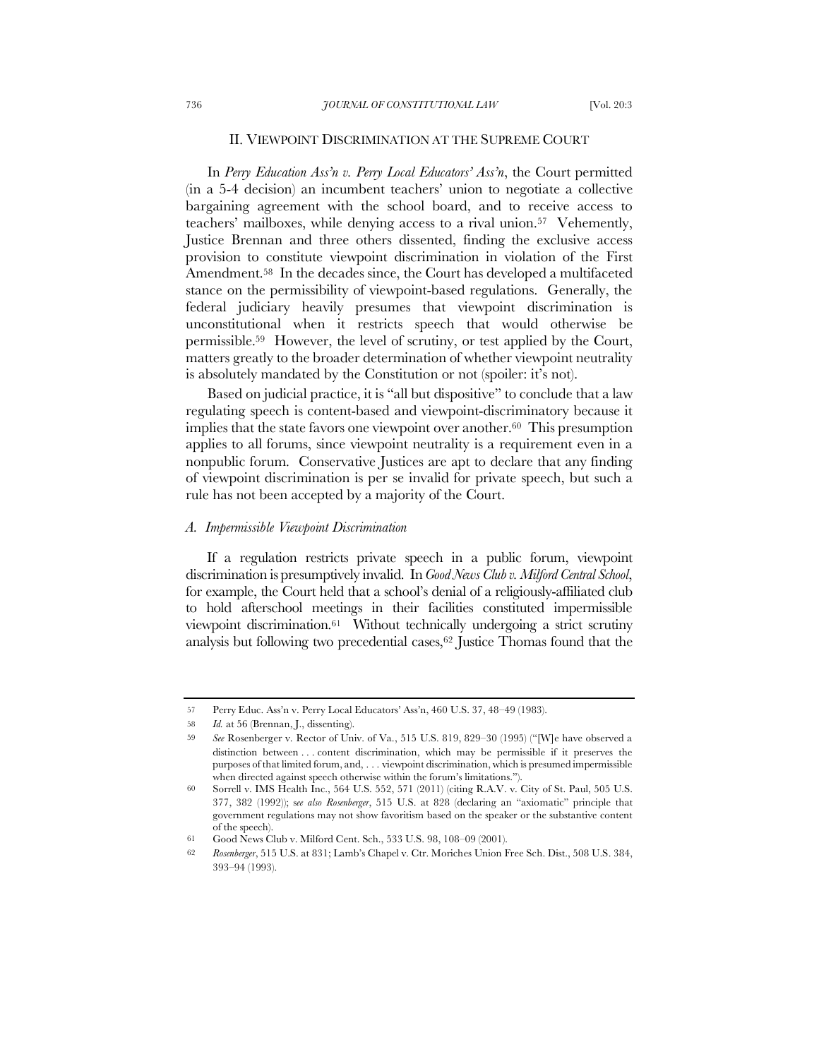## II. VIEWPOINT DISCRIMINATION AT THE SUPREME COURT

In *Perry Education Ass'n v. Perry Local Educators' Ass'n*, the Court permitted (in a 5-4 decision) an incumbent teachers' union to negotiate a collective bargaining agreement with the school board, and to receive access to teachers' mailboxes, while denying access to a rival union.[57] Vehemently, Justice Brennan and three others dissented, finding the exclusive access provision to constitute viewpoint discrimination in violation of the First Amendment.[58] In the decades since, the Court has developed a multifaceted stance on the permissibility of viewpoint-based regulations. Generally, the federal judiciary heavily presumes that viewpoint discrimination is unconstitutional when it restricts speech that would otherwise be permissible.[59] However, the level of scrutiny, or test applied by the Court, matters greatly to the broader determination of whether viewpoint neutrality is absolutely mandated by the Constitution or not (spoiler: it's not).

Based on judicial practice, it is "all but dispositive" to conclude that a law regulating speech is content-based and viewpoint-discriminatory because it implies that the state favors one viewpoint over another.[60] This presumption applies to all forums, since viewpoint neutrality is a requirement even in a nonpublic forum. Conservative Justices are apt to declare that any finding of viewpoint discrimination is per se invalid for private speech, but such a rule has not been accepted by a majority of the Court.

### *A. Impermissible Viewpoint Discrimination*

If a regulation restricts private speech in a public forum, viewpoint discrimination is presumptively invalid. In *Good News Club v. Milford Central School*, for example, the Court held that a school's denial of a religiously-affiliated club to hold afterschool meetings in their facilities constituted impermissible viewpoint discrimination.[61] Without technically undergoing a strict scrutiny analysis but following two precedential cases,[62] Justice Thomas found that the

---

57 Perry Educ. Ass'n v. Perry Local Educators' Ass'n, 460 U.S. 37, 48–49 (1983).

58 *Id.* at 56 (Brennan, J., dissenting).

59 *See* Rosenberger v. Rector of Univ. of Va., 515 U.S. 819, 829–30 (1995) ("[W]e have observed a distinction between . . . content discrimination, which may be permissible if it preserves the purposes of that limited forum, and, . . . viewpoint discrimination, which is presumed impermissible when directed against speech otherwise within the forum's limitations.").

60 Sorrell v. IMS Health Inc., 564 U.S. 552, 571 (2011) (citing R.A.V. v. City of St. Paul, 505 U.S. 377, 382 (1992)); s*ee also Rosenberger*, 515 U.S. at 828 (declaring an "axiomatic" principle that government regulations may not show favoritism based on the speaker or the substantive content of the speech).

61 Good News Club v. Milford Cent. Sch., 533 U.S. 98, 108–09 (2001).

62 *Rosenberger*, 515 U.S. at 831; Lamb's Chapel v. Ctr. Moriches Union Free Sch. Dist., 508 U.S. 384, 393–94 (1993).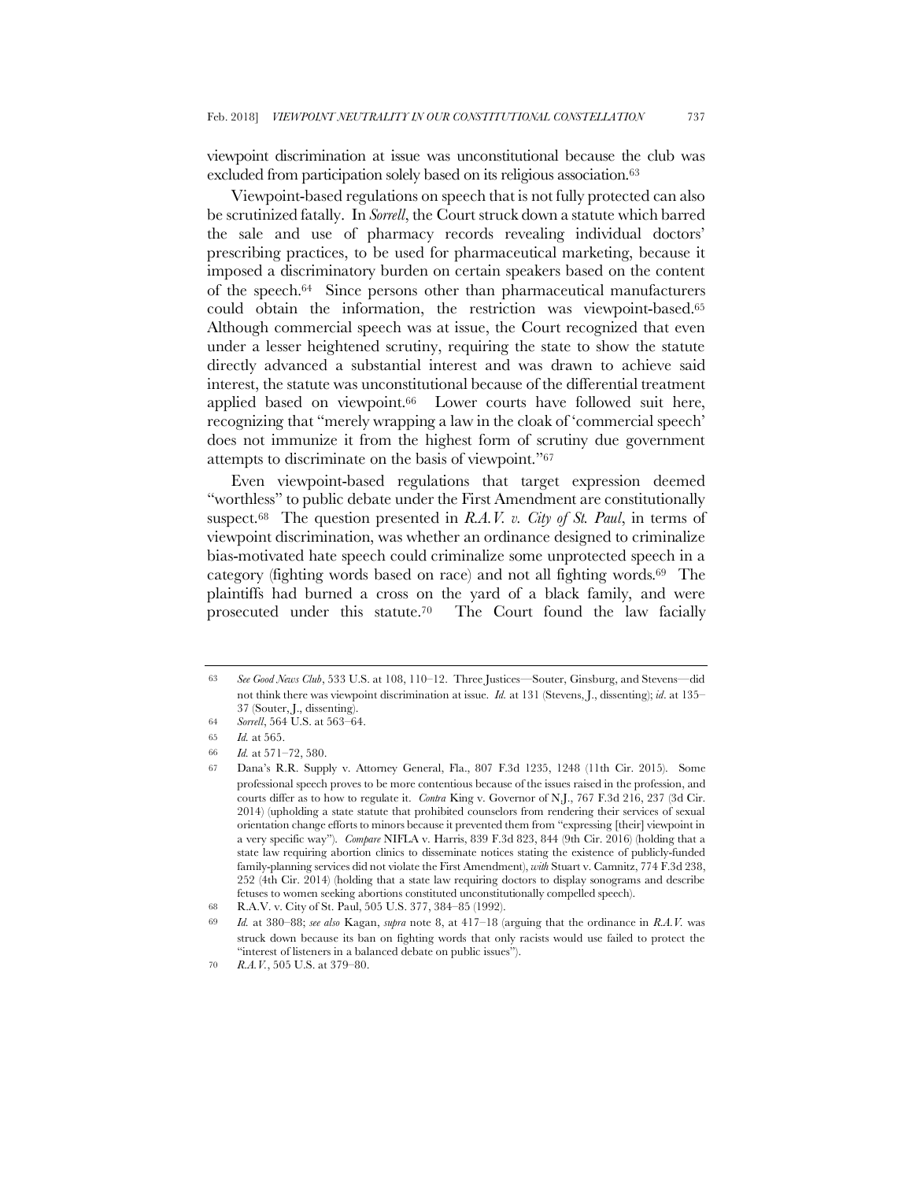viewpoint discrimination at issue was unconstitutional because the club was excluded from participation solely based on its religious association.[63]

Viewpoint-based regulations on speech that is not fully protected can also be scrutinized fatally. In *Sorrell*, the Court struck down a statute which barred the sale and use of pharmacy records revealing individual doctors' prescribing practices, to be used for pharmaceutical marketing, because it imposed a discriminatory burden on certain speakers based on the content of the speech.[64] Since persons other than pharmaceutical manufacturers could obtain the information, the restriction was viewpoint-based.[65] Although commercial speech was at issue, the Court recognized that even under a lesser heightened scrutiny, requiring the state to show the statute directly advanced a substantial interest and was drawn to achieve said interest, the statute was unconstitutional because of the differential treatment applied based on viewpoint.[66] Lower courts have followed suit here, recognizing that "merely wrapping a law in the cloak of 'commercial speech' does not immunize it from the highest form of scrutiny due government attempts to discriminate on the basis of viewpoint."[67]

Even viewpoint-based regulations that target expression deemed "worthless" to public debate under the First Amendment are constitutionally suspect.[68] The question presented in *R.A.V. v. City of St. Paul*, in terms of viewpoint discrimination, was whether an ordinance designed to criminalize bias-motivated hate speech could criminalize some unprotected speech in a category (fighting words based on race) and not all fighting words.[69] The plaintiffs had burned a cross on the yard of a black family, and were prosecuted under this statute.[70] The Court found the law facially

---

63 *See Good News Club*, 533 U.S. at 108, 110–12. Three Justices—Souter, Ginsburg, and Stevens—did not think there was viewpoint discrimination at issue. *Id.* at 131 (Stevens, J., dissenting); *id*. at 135–37 (Souter, J., dissenting).

64 *Sorrell*, 564 U.S. at 563–64.

65 *Id.* at 565.

66 *Id.* at 571–72, 580.

67 Dana's R.R. Supply v. Attorney General, Fla., 807 F.3d 1235, 1248 (11th Cir. 2015). Some professional speech proves to be more contentious because of the issues raised in the profession, and courts differ as to how to regulate it. *Contra* King v. Governor of N.J., 767 F.3d 216, 237 (3d Cir. 2014) (upholding a state statute that prohibited counselors from rendering their services of sexual orientation change efforts to minors because it prevented them from "expressing [their] viewpoint in a very specific way"). *Compare* NIFLA v. Harris, 839 F.3d 823, 844 (9th Cir. 2016) (holding that a state law requiring abortion clinics to disseminate notices stating the existence of publicly-funded family-planning services did not violate the First Amendment), *with* Stuart v. Camnitz, 774 F.3d 238, 252 (4th Cir. 2014) (holding that a state law requiring doctors to display sonograms and describe fetuses to women seeking abortions constituted unconstitutionally compelled speech).

68 R.A.V. v. City of St. Paul, 505 U.S. 377, 384–85 (1992).

69 *Id.* at 380–88; *see also* Kagan, *supra* note 8, at 417–18 (arguing that the ordinance in *R.A.V.* was struck down because its ban on fighting words that only racists would use failed to protect the "interest of listeners in a balanced debate on public issues").

70 *R.A.V.*, 505 U.S. at 379–80.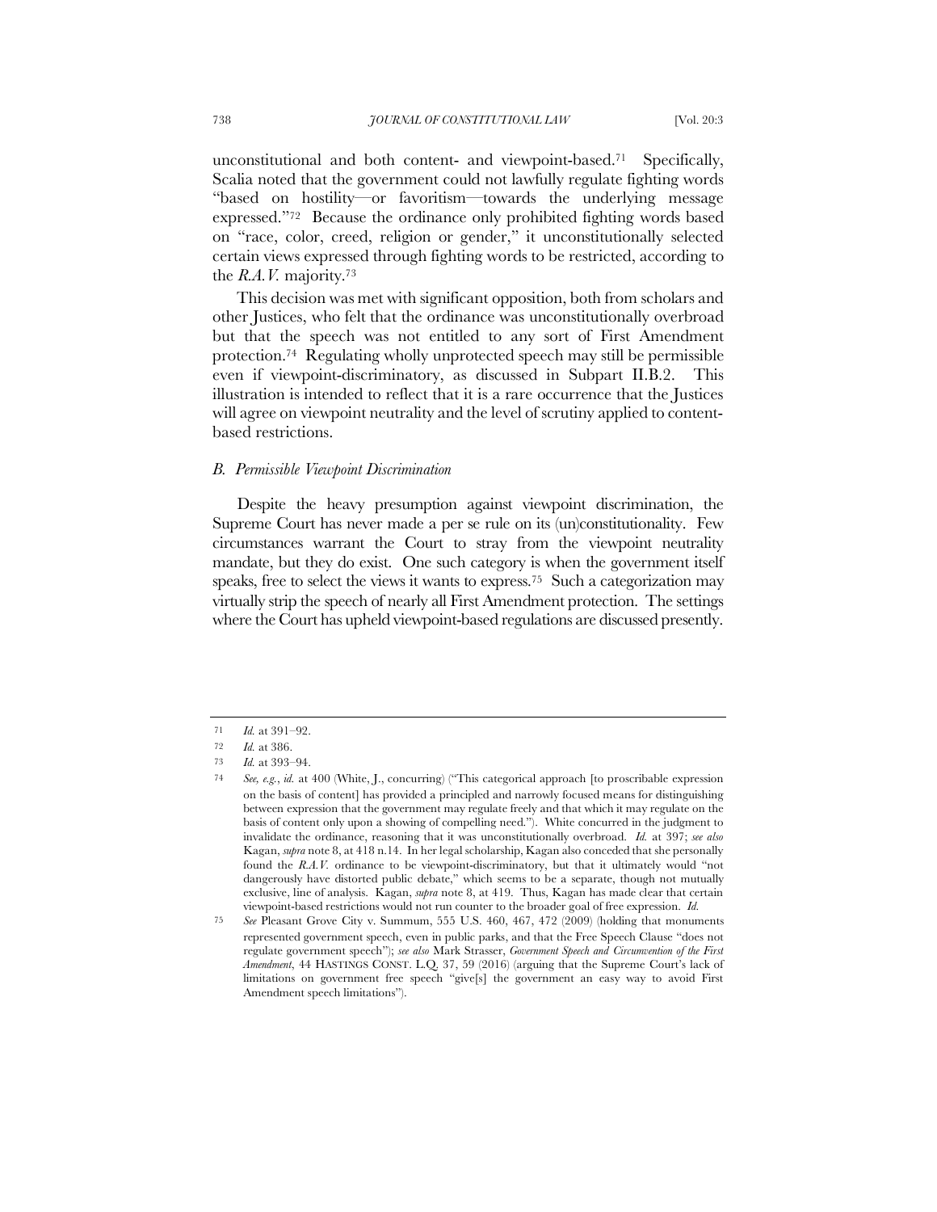unconstitutional and both content- and viewpoint-based.[71] Specifically, Scalia noted that the government could not lawfully regulate fighting words "based on hostility—or favoritism—towards the underlying message expressed."[72] Because the ordinance only prohibited fighting words based on "race, color, creed, religion or gender," it unconstitutionally selected certain views expressed through fighting words to be restricted, according to the *R.A.V.* majority.[73]

This decision was met with significant opposition, both from scholars and other Justices, who felt that the ordinance was unconstitutionally overbroad but that the speech was not entitled to any sort of First Amendment protection.[74] Regulating wholly unprotected speech may still be permissible even if viewpoint-discriminatory, as discussed in Subpart II.B.2. This illustration is intended to reflect that it is a rare occurrence that the Justices will agree on viewpoint neutrality and the level of scrutiny applied to content-based restrictions.

### *B. Permissible Viewpoint Discrimination*

Despite the heavy presumption against viewpoint discrimination, the Supreme Court has never made a per se rule on its (un)constitutionality. Few circumstances warrant the Court to stray from the viewpoint neutrality mandate, but they do exist. One such category is when the government itself speaks, free to select the views it wants to express.[75] Such a categorization may virtually strip the speech of nearly all First Amendment protection. The settings where the Court has upheld viewpoint-based regulations are discussed presently.

---

71 *Id.* at 391–92.

72 *Id.* at 386.

73 *Id.* at 393–94.

74 *See, e.g.*, *id.* at 400 (White, J., concurring) ("This categorical approach [to proscribable expression on the basis of content] has provided a principled and narrowly focused means for distinguishing between expression that the government may regulate freely and that which it may regulate on the basis of content only upon a showing of compelling need."). White concurred in the judgment to invalidate the ordinance, reasoning that it was unconstitutionally overbroad. *Id.* at 397; *see also* Kagan, *supra* note 8, at 418 n.14. In her legal scholarship, Kagan also conceded that she personally found the *R.A.V.* ordinance to be viewpoint-discriminatory, but that it ultimately would "not dangerously have distorted public debate," which seems to be a separate, though not mutually exclusive, line of analysis. Kagan, *supra* note 8, at 419. Thus, Kagan has made clear that certain viewpoint-based restrictions would not run counter to the broader goal of free expression. *Id.*

75 *See* Pleasant Grove City v. Summum, 555 U.S. 460, 467, 472 (2009) (holding that monuments represented government speech, even in public parks, and that the Free Speech Clause "does not regulate government speech"); *see also* Mark Strasser, *Government Speech and Circumvention of the First Amendment*, 44 HASTINGS CONST. L.Q. 37, 59 (2016) (arguing that the Supreme Court's lack of limitations on government free speech "give[s] the government an easy way to avoid First Amendment speech limitations").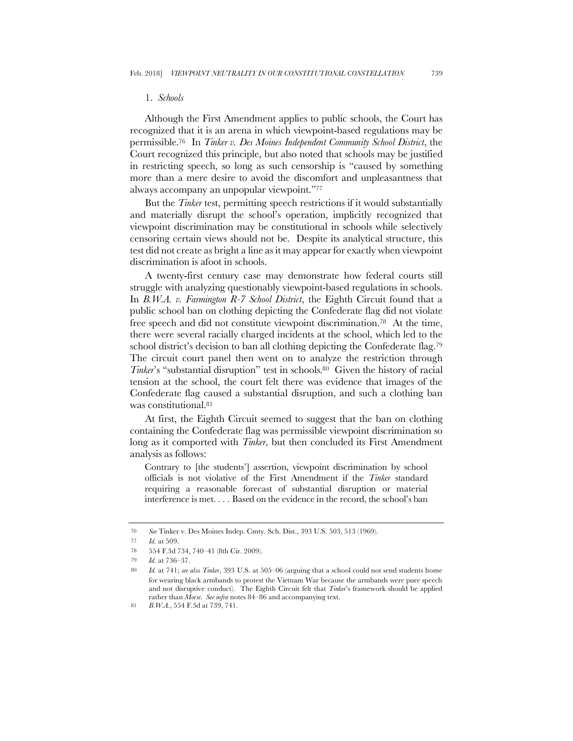### 1. *Schools*

Although the First Amendment applies to public schools, the Court has recognized that it is an arena in which viewpoint-based regulations may be permissible.[76] In *Tinker v. Des Moines Independent Community School District*, the Court recognized this principle, but also noted that schools may be justified in restricting speech, so long as such censorship is "caused by something more than a mere desire to avoid the discomfort and unpleasantness that always accompany an unpopular viewpoint."[77]

But the *Tinker* test, permitting speech restrictions if it would substantially and materially disrupt the school's operation, implicitly recognized that viewpoint discrimination may be constitutional in schools while selectively censoring certain views should not be. Despite its analytical structure, this test did not create as bright a line as it may appear for exactly when viewpoint discrimination is afoot in schools.

A twenty-first century case may demonstrate how federal courts still struggle with analyzing questionably viewpoint-based regulations in schools. In *B.W.A. v. Farmington R-7 School District*, the Eighth Circuit found that a public school ban on clothing depicting the Confederate flag did not violate free speech and did not constitute viewpoint discrimination.[78] At the time, there were several racially charged incidents at the school, which led to the school district's decision to ban all clothing depicting the Confederate flag.[79] The circuit court panel then went on to analyze the restriction through *Tinker*'s "substantial disruption" test in schools.[80] Given the history of racial tension at the school, the court felt there was evidence that images of the Confederate flag caused a substantial disruption, and such a clothing ban was constitutional.[81]

At first, the Eighth Circuit seemed to suggest that the ban on clothing containing the Confederate flag was permissible viewpoint discrimination so long as it comported with *Tinker*, but then concluded its First Amendment analysis as follows:

> Contrary to [the students'] assertion, viewpoint discrimination by school officials is not violative of the First Amendment if the *Tinker* standard requiring a reasonable forecast of substantial disruption or material interference is met. . . . Based on the evidence in the record, the school's ban

---

[76] *See* Tinker v. Des Moines Indep. Cmty. Sch. Dist., 393 U.S. 503, 513 (1969).

[77] *Id.* at 509.

[78] 554 F.3d 734, 740–41 (8th Cir. 2009).

[79] *Id.* at 736–37.

[80] *Id.* at 741; *see also Tinker*, 393 U.S. at 505–06 (arguing that a school could not send students home for wearing black armbands to protest the Vietnam War because the armbands were pure speech and not disruptive conduct). The Eighth Circuit felt that *Tinker*'s framework should be applied rather than *Morse*. *See infra* notes 84–86 and accompanying text.

[81] *B.W.A.*, 554 F.3d at 739, 741.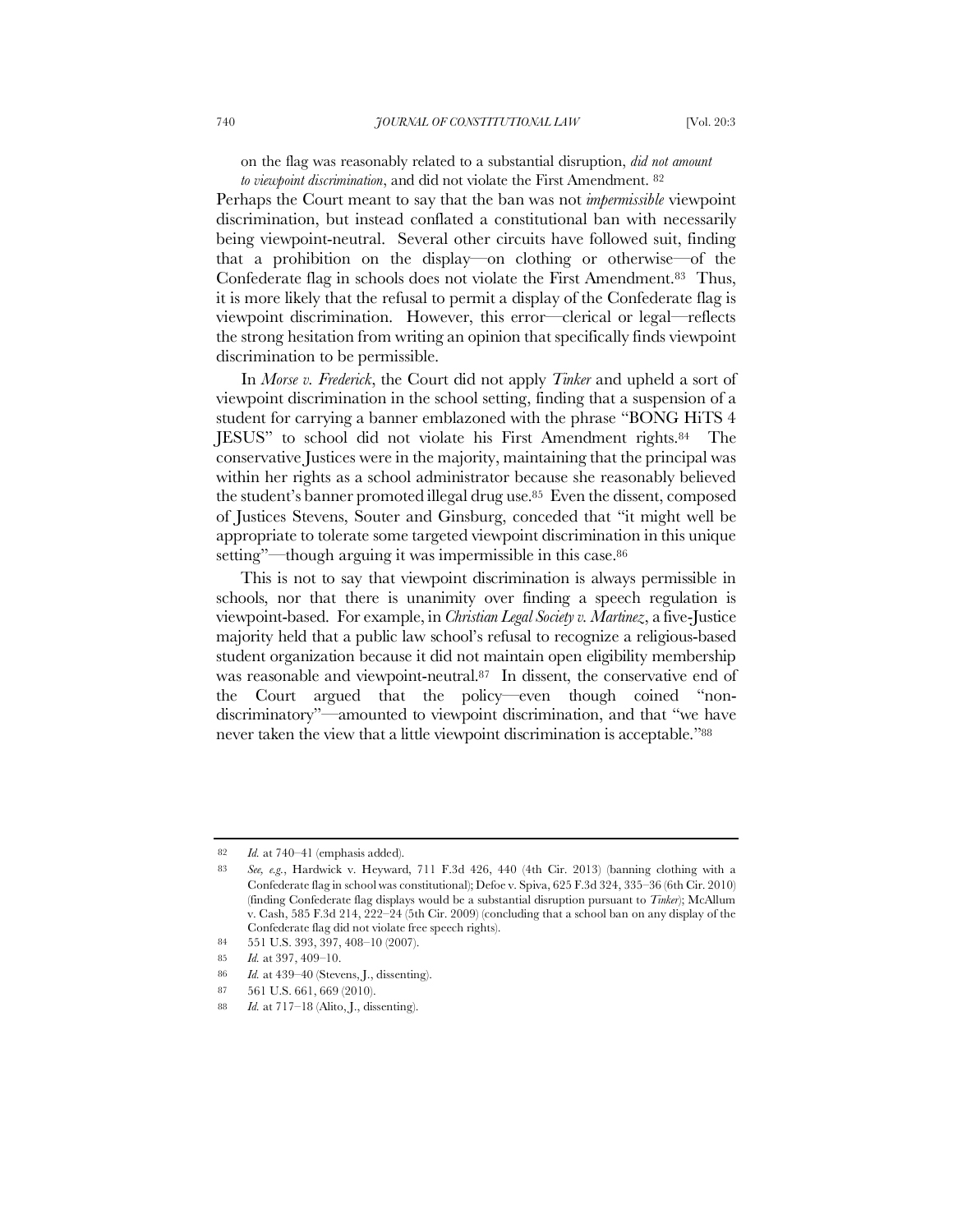on the flag was reasonably related to a substantial disruption, *did not amount to viewpoint discrimination*, and did not violate the First Amendment. [82]

Perhaps the Court meant to say that the ban was not *impermissible* viewpoint discrimination, but instead conflated a constitutional ban with necessarily being viewpoint-neutral. Several other circuits have followed suit, finding that a prohibition on the display—on clothing or otherwise—of the Confederate flag in schools does not violate the First Amendment.[83] Thus, it is more likely that the refusal to permit a display of the Confederate flag is viewpoint discrimination. However, this error—clerical or legal—reflects the strong hesitation from writing an opinion that specifically finds viewpoint discrimination to be permissible.

In *Morse v. Frederick*, the Court did not apply *Tinker* and upheld a sort of viewpoint discrimination in the school setting, finding that a suspension of a student for carrying a banner emblazoned with the phrase "BONG HiTS 4 JESUS" to school did not violate his First Amendment rights.[84] The conservative Justices were in the majority, maintaining that the principal was within her rights as a school administrator because she reasonably believed the student's banner promoted illegal drug use.[85] Even the dissent, composed of Justices Stevens, Souter and Ginsburg, conceded that "it might well be appropriate to tolerate some targeted viewpoint discrimination in this unique setting"—though arguing it was impermissible in this case.[86]

This is not to say that viewpoint discrimination is always permissible in schools, nor that there is unanimity over finding a speech regulation is viewpoint-based. For example, in *Christian Legal Society v. Martinez*, a five-Justice majority held that a public law school's refusal to recognize a religious-based student organization because it did not maintain open eligibility membership was reasonable and viewpoint-neutral.[87] In dissent, the conservative end of the Court argued that the policy—even though coined "non-discriminatory"—amounted to viewpoint discrimination, and that "we have never taken the view that a little viewpoint discrimination is acceptable."[88]

---

82 *Id.* at 740–41 (emphasis added).

83 *See, e.g.*, Hardwick v. Heyward, 711 F.3d 426, 440 (4th Cir. 2013) (banning clothing with a Confederate flag in school was constitutional); Defoe v. Spiva, 625 F.3d 324, 335–36 (6th Cir. 2010) (finding Confederate flag displays would be a substantial disruption pursuant to *Tinker*); McAllum v. Cash, 585 F.3d 214, 222–24 (5th Cir. 2009) (concluding that a school ban on any display of the Confederate flag did not violate free speech rights).

84 551 U.S. 393, 397, 408–10 (2007).

85 *Id.* at 397, 409–10.

86 *Id.* at 439–40 (Stevens, J., dissenting).

87 561 U.S. 661, 669 (2010).

88 *Id.* at 717–18 (Alito, J., dissenting).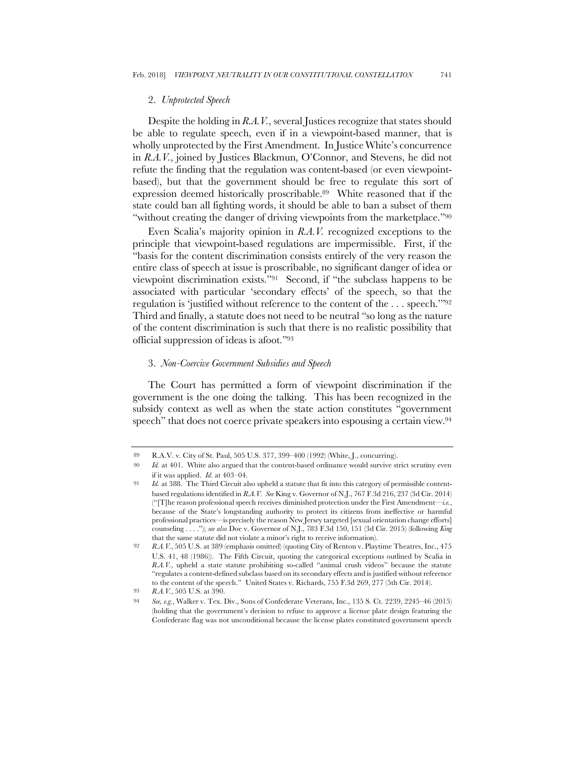### 2. *Unprotected Speech*

Despite the holding in *R.A.V.*, several Justices recognize that states should be able to regulate speech, even if in a viewpoint-based manner, that is wholly unprotected by the First Amendment. In Justice White's concurrence in *R.A.V.*, joined by Justices Blackmun, O'Connor, and Stevens, he did not refute the finding that the regulation was content-based (or even viewpoint-based), but that the government should be free to regulate this sort of expression deemed historically proscribable.[89] White reasoned that if the state could ban all fighting words, it should be able to ban a subset of them "without creating the danger of driving viewpoints from the marketplace."[90]

Even Scalia's majority opinion in *R.A.V.* recognized exceptions to the principle that viewpoint-based regulations are impermissible. First, if the "basis for the content discrimination consists entirely of the very reason the entire class of speech at issue is proscribable, no significant danger of idea or viewpoint discrimination exists."[91] Second, if "the subclass happens to be associated with particular 'secondary effects' of the speech, so that the regulation is 'justified without reference to the content of the . . . speech.'"[92] Third and finally, a statute does not need to be neutral "so long as the nature of the content discrimination is such that there is no realistic possibility that official suppression of ideas is afoot."[93]

### 3. *Non-Coercive Government Subsidies and Speech*

The Court has permitted a form of viewpoint discrimination if the government is the one doing the talking. This has been recognized in the subsidy context as well as when the state action constitutes "government speech" that does not coerce private speakers into espousing a certain view.[94]

---

89 R.A.V. v. City of St. Paul, 505 U.S. 377, 399–400 (1992) (White, J., concurring).

90 *Id.* at 401. White also argued that the content-based ordinance would survive strict scrutiny even if it was applied. *Id.* at 403–04.

91 *Id.* at 388. The Third Circuit also upheld a statute that fit into this category of permissible content-based regulations identified in *R.A.V. See* King v. Governor of N.J., 767 F.3d 216, 237 (3d Cir. 2014) ("[T]he reason professional speech receives diminished protection under the First Amendment—*i.e.*, because of the State's longstanding authority to protect its citizens from ineffective or harmful professional practices—is precisely the reason New Jersey targeted [sexual orientation change efforts] counseling . . . ."); *see also* Doe v. Governor of N.J., 783 F.3d 150, 151 (3d Cir. 2015) (following *King* that the same statute did not violate a minor's right to receive information).

92 *R.A.V.*, 505 U.S. at 389 (emphasis omitted) (quoting City of Renton v. Playtime Theatres, Inc., 475 U.S. 41, 48 (1986)). The Fifth Circuit, quoting the categorical exceptions outlined by Scalia in *R.A.V.*, upheld a state statute prohibiting so-called "animal crush videos" because the statute "regulates a content-defined subclass based on its secondary effects and is justified without reference to the content of the speech." United States v. Richards, 755 F.3d 269, 277 (5th Cir. 2014).

93 *R.A.V.*, 505 U.S. at 390.

94 *See, e.g.*, Walker v. Tex. Div., Sons of Confederate Veterans, Inc., 135 S. Ct. 2239, 2245–46 (2015) (holding that the government's decision to refuse to approve a license plate design featuring the Confederate flag was not unconditional because the license plates constituted government speech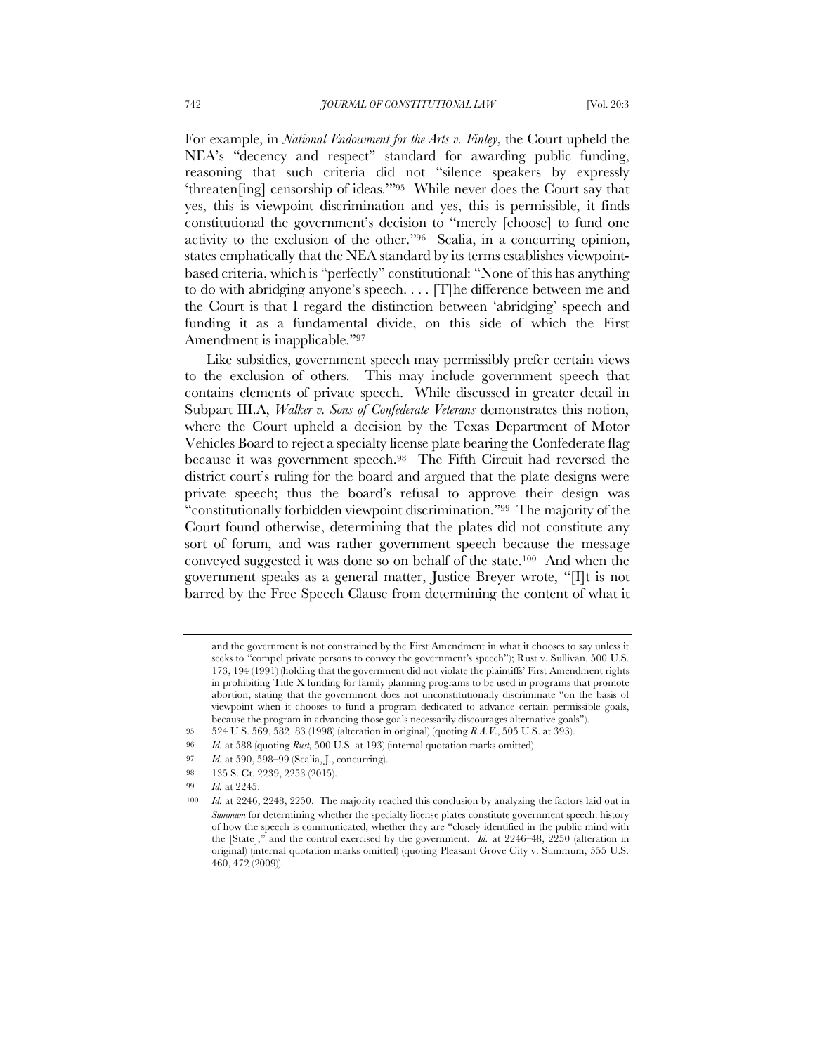For example, in *National Endowment for the Arts v. Finley*, the Court upheld the NEA's "decency and respect" standard for awarding public funding, reasoning that such criteria did not "silence speakers by expressly 'threaten[ing] censorship of ideas.'"[95] While never does the Court say that yes, this is viewpoint discrimination and yes, this is permissible, it finds constitutional the government's decision to "merely [choose] to fund one activity to the exclusion of the other."[96] Scalia, in a concurring opinion, states emphatically that the NEA standard by its terms establishes viewpoint-based criteria, which is "perfectly" constitutional: "None of this has anything to do with abridging anyone's speech. . . . [T]he difference between me and the Court is that I regard the distinction between 'abridging' speech and funding it as a fundamental divide, on this side of which the First Amendment is inapplicable."[97]

Like subsidies, government speech may permissibly prefer certain views to the exclusion of others. This may include government speech that contains elements of private speech. While discussed in greater detail in Subpart III.A, *Walker v. Sons of Confederate Veterans* demonstrates this notion, where the Court upheld a decision by the Texas Department of Motor Vehicles Board to reject a specialty license plate bearing the Confederate flag because it was government speech.[98] The Fifth Circuit had reversed the district court's ruling for the board and argued that the plate designs were private speech; thus the board's refusal to approve their design was "constitutionally forbidden viewpoint discrimination."[99] The majority of the Court found otherwise, determining that the plates did not constitute any sort of forum, and was rather government speech because the message conveyed suggested it was done so on behalf of the state.[100] And when the government speaks as a general matter, Justice Breyer wrote, "[I]t is not barred by the Free Speech Clause from determining the content of what it

---

and the government is not constrained by the First Amendment in what it chooses to say unless it seeks to "compel private persons to convey the government's speech"); Rust v. Sullivan, 500 U.S. 173, 194 (1991) (holding that the government did not violate the plaintiffs' First Amendment rights in prohibiting Title X funding for family planning programs to be used in programs that promote abortion, stating that the government does not unconstitutionally discriminate "on the basis of viewpoint when it chooses to fund a program dedicated to advance certain permissible goals, because the program in advancing those goals necessarily discourages alternative goals").

95 524 U.S. 569, 582–83 (1998) (alteration in original) (quoting *R.A.V.*, 505 U.S. at 393).

96 *Id.* at 588 (quoting *Rust*, 500 U.S. at 193) (internal quotation marks omitted).

97 *Id.* at 590, 598–99 (Scalia, J., concurring).

98 135 S. Ct. 2239, 2253 (2015).

99 *Id.* at 2245.

100 *Id.* at 2246, 2248, 2250. The majority reached this conclusion by analyzing the factors laid out in *Summum* for determining whether the specialty license plates constitute government speech: history of how the speech is communicated, whether they are "closely identified in the public mind with the [State]," and the control exercised by the government. *Id.* at 2246–48, 2250 (alteration in original) (internal quotation marks omitted) (quoting Pleasant Grove City v. Summum, 555 U.S. 460, 472 (2009)).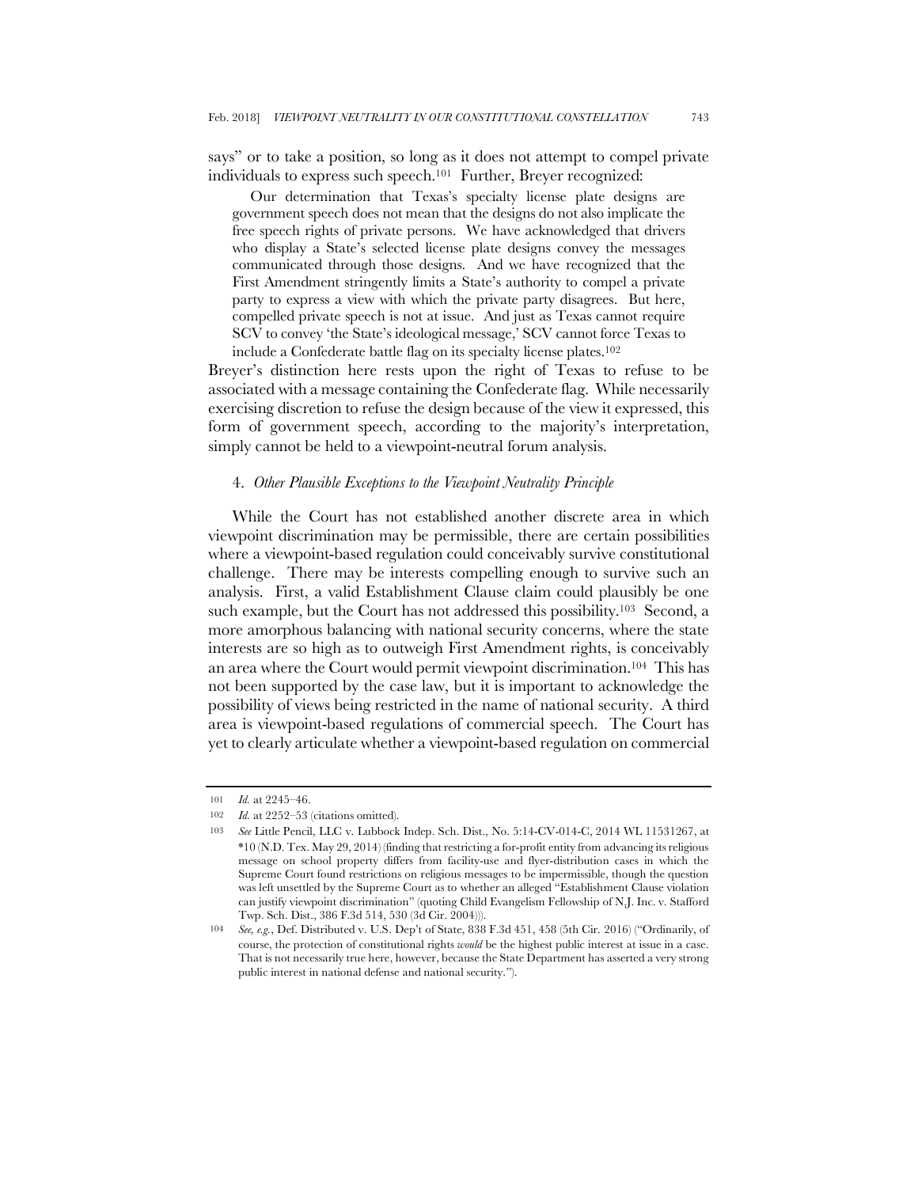says" or to take a position, so long as it does not attempt to compel private individuals to express such speech.[101] Further, Breyer recognized:

> Our determination that Texas's specialty license plate designs are government speech does not mean that the designs do not also implicate the free speech rights of private persons. We have acknowledged that drivers who display a State's selected license plate designs convey the messages communicated through those designs. And we have recognized that the First Amendment stringently limits a State's authority to compel a private party to express a view with which the private party disagrees. But here, compelled private speech is not at issue. And just as Texas cannot require SCV to convey 'the State's ideological message,' SCV cannot force Texas to include a Confederate battle flag on its specialty license plates.[102]

Breyer's distinction here rests upon the right of Texas to refuse to be associated with a message containing the Confederate flag. While necessarily exercising discretion to refuse the design because of the view it expressed, this form of government speech, according to the majority's interpretation, simply cannot be held to a viewpoint-neutral forum analysis.

#### 4. *Other Plausible Exceptions to the Viewpoint Neutrality Principle*

While the Court has not established another discrete area in which viewpoint discrimination may be permissible, there are certain possibilities where a viewpoint-based regulation could conceivably survive constitutional challenge. There may be interests compelling enough to survive such an analysis. First, a valid Establishment Clause claim could plausibly be one such example, but the Court has not addressed this possibility.[103] Second, a more amorphous balancing with national security concerns, where the state interests are so high as to outweigh First Amendment rights, is conceivably an area where the Court would permit viewpoint discrimination.[104] This has not been supported by the case law, but it is important to acknowledge the possibility of views being restricted in the name of national security. A third area is viewpoint-based regulations of commercial speech. The Court has yet to clearly articulate whether a viewpoint-based regulation on commercial

---

101 *Id.* at 2245–46.

102 *Id.* at 2252–53 (citations omitted).

103 *See* Little Pencil, LLC v. Lubbock Indep. Sch. Dist., No. 5:14-CV-014-C, 2014 WL 11531267, at \*10 (N.D. Tex. May 29, 2014) (finding that restricting a for-profit entity from advancing its religious message on school property differs from facility-use and flyer-distribution cases in which the Supreme Court found restrictions on religious messages to be impermissible, though the question was left unsettled by the Supreme Court as to whether an alleged "Establishment Clause violation can justify viewpoint discrimination" (quoting Child Evangelism Fellowship of N.J. Inc. v. Stafford Twp. Sch. Dist., 386 F.3d 514, 530 (3d Cir. 2004))).

104 *See, e.g.*, Def. Distributed v. U.S. Dep't of State, 838 F.3d 451, 458 (5th Cir. 2016) ("Ordinarily, of course, the protection of constitutional rights *would* be the highest public interest at issue in a case. That is not necessarily true here, however, because the State Department has asserted a very strong public interest in national defense and national security.").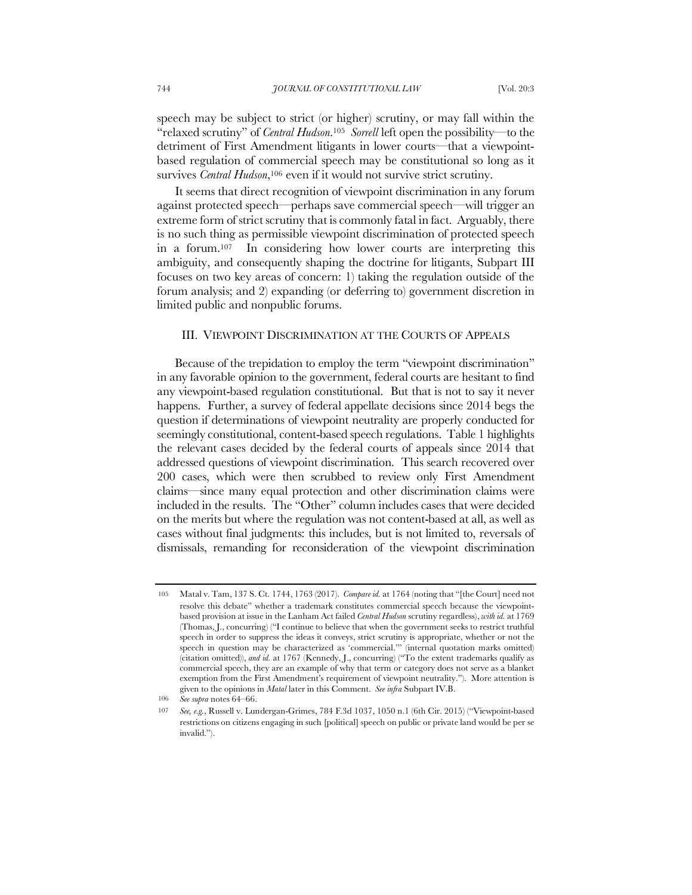speech may be subject to strict (or higher) scrutiny, or may fall within the "relaxed scrutiny" of *Central Hudson*.[105] *Sorrell* left open the possibility—to the detriment of First Amendment litigants in lower courts—that a viewpoint-based regulation of commercial speech may be constitutional so long as it survives *Central Hudson*,[106] even if it would not survive strict scrutiny.

It seems that direct recognition of viewpoint discrimination in any forum against protected speech—perhaps save commercial speech—will trigger an extreme form of strict scrutiny that is commonly fatal in fact. Arguably, there is no such thing as permissible viewpoint discrimination of protected speech in a forum.[107] In considering how lower courts are interpreting this ambiguity, and consequently shaping the doctrine for litigants, Subpart III focuses on two key areas of concern: 1) taking the regulation outside of the forum analysis; and 2) expanding (or deferring to) government discretion in limited public and nonpublic forums.

## III. VIEWPOINT DISCRIMINATION AT THE COURTS OF APPEALS

Because of the trepidation to employ the term "viewpoint discrimination" in any favorable opinion to the government, federal courts are hesitant to find any viewpoint-based regulation constitutional. But that is not to say it never happens. Further, a survey of federal appellate decisions since 2014 begs the question if determinations of viewpoint neutrality are properly conducted for seemingly constitutional, content-based speech regulations. Table 1 highlights the relevant cases decided by the federal courts of appeals since 2014 that addressed questions of viewpoint discrimination. This search recovered over 200 cases, which were then scrubbed to review only First Amendment claims—since many equal protection and other discrimination claims were included in the results. The "Other" column includes cases that were decided on the merits but where the regulation was not content-based at all, as well as cases without final judgments: this includes, but is not limited to, reversals of dismissals, remanding for reconsideration of the viewpoint discrimination

---

105 Matal v. Tam, 137 S. Ct. 1744, 1763 (2017). *Compare id.* at 1764 (noting that "[the Court] need not resolve this debate" whether a trademark constitutes commercial speech because the viewpoint-based provision at issue in the Lanham Act failed *Central Hudson* scrutiny regardless), *with id.* at 1769 (Thomas, J., concurring) ("I continue to believe that when the government seeks to restrict truthful speech in order to suppress the ideas it conveys, strict scrutiny is appropriate, whether or not the speech in question may be characterized as 'commercial.'" (internal quotation marks omitted) (citation omitted)), *and id.* at 1767 (Kennedy, J., concurring) ("To the extent trademarks qualify as commercial speech, they are an example of why that term or category does not serve as a blanket exemption from the First Amendment's requirement of viewpoint neutrality."). More attention is given to the opinions in *Matal* later in this Comment. *See infra* Subpart IV.B.

106 *See supra* notes 64–66.

107 *See, e.g.*, Russell v. Lundergan-Grimes, 784 F.3d 1037, 1050 n.1 (6th Cir. 2015) ("Viewpoint-based restrictions on citizens engaging in such [political] speech on public or private land would be per se invalid.").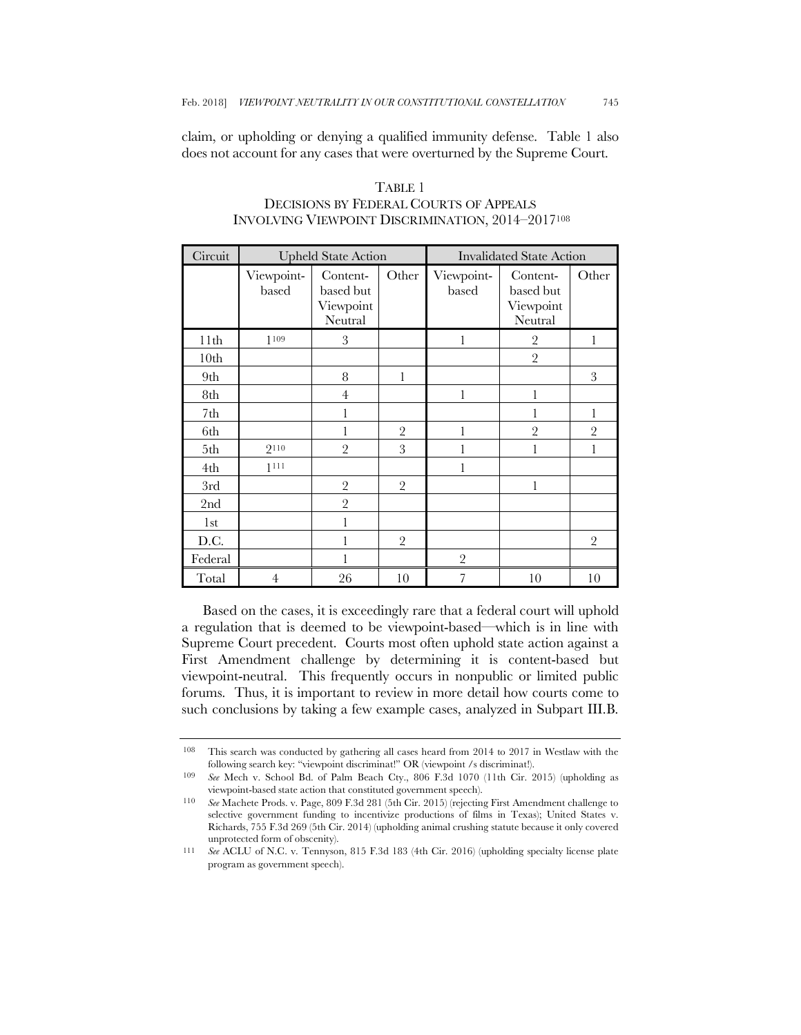claim, or upholding or denying a qualified immunity defense. Table 1 also does not account for any cases that were overturned by the Supreme Court.

TABLE 1
DECISIONS BY FEDERAL COURTS OF APPEALS INVOLVING VIEWPOINT DISCRIMINATION, 2014–2017[108]

| Circuit | Upheld State Action | | | Invalidated State Action | | |
|---|---|---|---|---|---|---|
| | Viewpoint-based | Content-based but Viewpoint Neutral | Other | Viewpoint-based | Content-based but Viewpoint Neutral | Other |
| 11th | 1[109] | 3 | | 1 | 2 | 1 |
| 10th | | | | | 2 | |
| 9th | | 8 | 1 | | | 3 |
| 8th | | 4 | | 1 | 1 | |
| 7th | | 1 | | | 1 | 1 |
| 6th | | 1 | 2 | 1 | 2 | 2 |
| 5th | 2[110] | 2 | 3 | 1 | 1 | 1 |
| 4th | 1[111] | | | 1 | | |
| 3rd | | 2 | 2 | | 1 | |
| 2nd | | 2 | | | | |
| 1st | | 1 | | | | |
| D.C. | | 1 | 2 | | | 2 |
| Federal | | 1 | | 2 | | |
| Total | 4 | 26 | 10 | 7 | 10 | 10 |

Based on the cases, it is exceedingly rare that a federal court will uphold a regulation that is deemed to be viewpoint-based—which is in line with Supreme Court precedent. Courts most often uphold state action against a First Amendment challenge by determining it is content-based but viewpoint-neutral. This frequently occurs in nonpublic or limited public forums. Thus, it is important to review in more detail how courts come to such conclusions by taking a few example cases, analyzed in Subpart III.B.

---

[108] This search was conducted by gathering all cases heard from 2014 to 2017 in Westlaw with the following search key: "viewpoint discriminat!" OR (viewpoint /s discriminat!).

[109] *See* Mech v. School Bd. of Palm Beach Cty., 806 F.3d 1070 (11th Cir. 2015) (upholding as viewpoint-based state action that constituted government speech).

[110] *See* Machete Prods. v. Page, 809 F.3d 281 (5th Cir. 2015) (rejecting First Amendment challenge to selective government funding to incentivize productions of films in Texas); United States v. Richards, 755 F.3d 269 (5th Cir. 2014) (upholding animal crushing statute because it only covered unprotected form of obscenity).

[111] *See* ACLU of N.C. v. Tennyson, 815 F.3d 183 (4th Cir. 2016) (upholding specialty license plate program as government speech).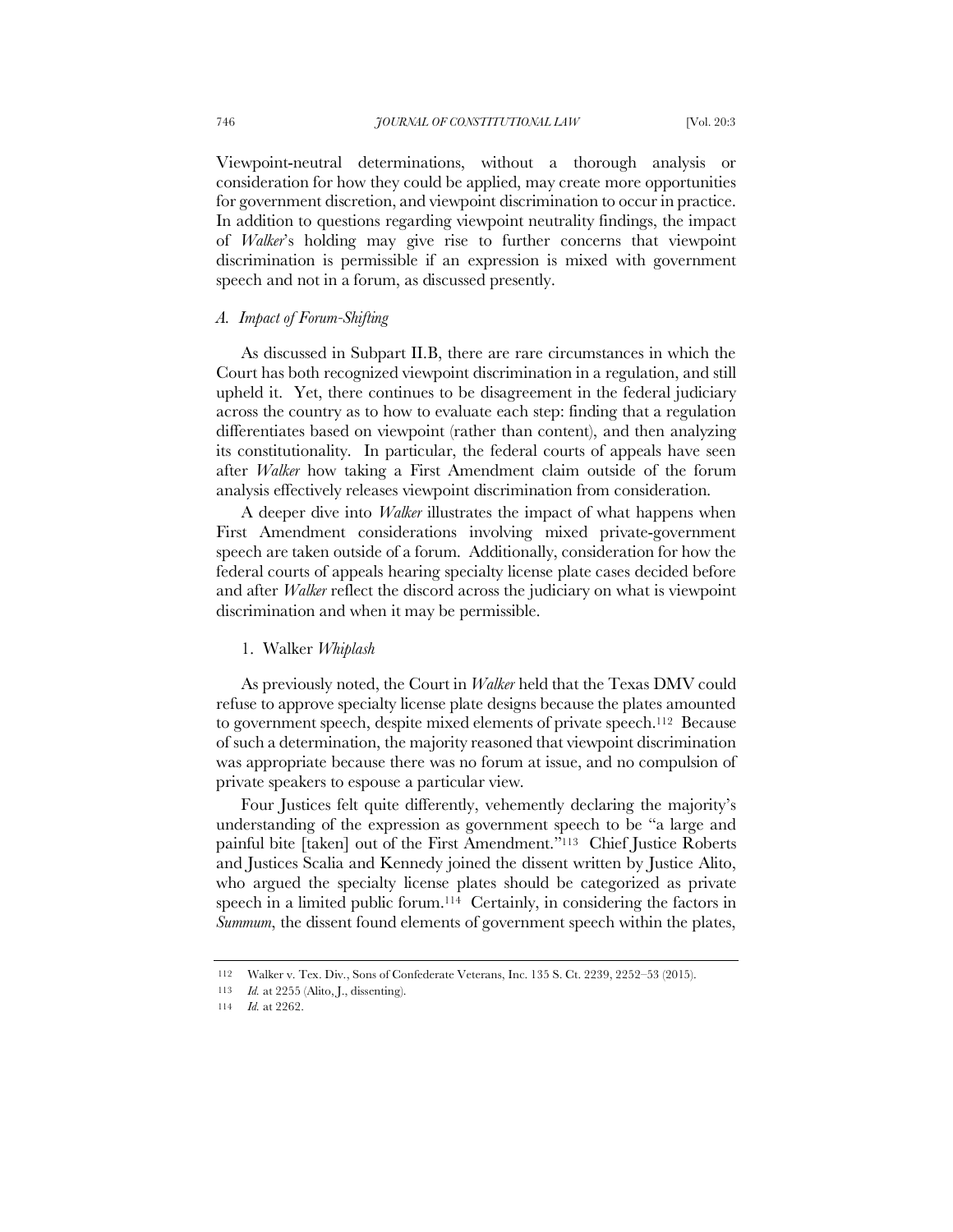Viewpoint-neutral determinations, without a thorough analysis or consideration for how they could be applied, may create more opportunities for government discretion, and viewpoint discrimination to occur in practice. In addition to questions regarding viewpoint neutrality findings, the impact of *Walker*'s holding may give rise to further concerns that viewpoint discrimination is permissible if an expression is mixed with government speech and not in a forum, as discussed presently.

### *A. Impact of Forum-Shifting*

As discussed in Subpart II.B, there are rare circumstances in which the Court has both recognized viewpoint discrimination in a regulation, and still upheld it. Yet, there continues to be disagreement in the federal judiciary across the country as to how to evaluate each step: finding that a regulation differentiates based on viewpoint (rather than content), and then analyzing its constitutionality. In particular, the federal courts of appeals have seen after *Walker* how taking a First Amendment claim outside of the forum analysis effectively releases viewpoint discrimination from consideration.

A deeper dive into *Walker* illustrates the impact of what happens when First Amendment considerations involving mixed private-government speech are taken outside of a forum. Additionally, consideration for how the federal courts of appeals hearing specialty license plate cases decided before and after *Walker* reflect the discord across the judiciary on what is viewpoint discrimination and when it may be permissible.

#### 1. Walker *Whiplash*

As previously noted, the Court in *Walker* held that the Texas DMV could refuse to approve specialty license plate designs because the plates amounted to government speech, despite mixed elements of private speech.[112] Because of such a determination, the majority reasoned that viewpoint discrimination was appropriate because there was no forum at issue, and no compulsion of private speakers to espouse a particular view.

Four Justices felt quite differently, vehemently declaring the majority's understanding of the expression as government speech to be "a large and painful bite [taken] out of the First Amendment."[113] Chief Justice Roberts and Justices Scalia and Kennedy joined the dissent written by Justice Alito, who argued the specialty license plates should be categorized as private speech in a limited public forum.[114] Certainly, in considering the factors in *Summum*, the dissent found elements of government speech within the plates,

---

112 Walker v. Tex. Div., Sons of Confederate Veterans, Inc. 135 S. Ct. 2239, 2252–53 (2015).

113 *Id.* at 2255 (Alito, J., dissenting).

114 *Id.* at 2262.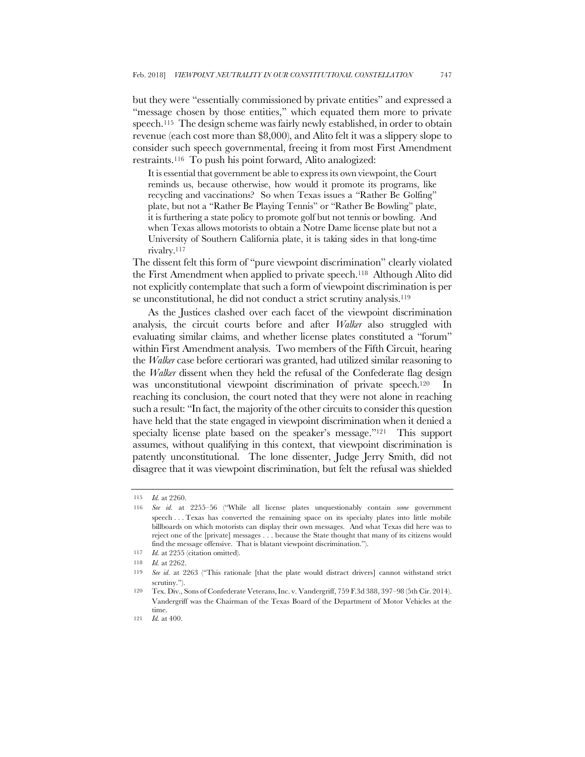but they were "essentially commissioned by private entities" and expressed a "message chosen by those entities," which equated them more to private speech.[115] The design scheme was fairly newly established, in order to obtain revenue (each cost more than $8,000), and Alito felt it was a slippery slope to consider such speech governmental, freeing it from most First Amendment restraints.[116] To push his point forward, Alito analogized:

> It is essential that government be able to express its own viewpoint, the Court reminds us, because otherwise, how would it promote its programs, like recycling and vaccinations? So when Texas issues a "Rather Be Golfing" plate, but not a "Rather Be Playing Tennis" or "Rather Be Bowling" plate, it is furthering a state policy to promote golf but not tennis or bowling. And when Texas allows motorists to obtain a Notre Dame license plate but not a University of Southern California plate, it is taking sides in that long-time rivalry.[117]

The dissent felt this form of "pure viewpoint discrimination" clearly violated the First Amendment when applied to private speech.[118] Although Alito did not explicitly contemplate that such a form of viewpoint discrimination is per se unconstitutional, he did not conduct a strict scrutiny analysis.[119]

As the Justices clashed over each facet of the viewpoint discrimination analysis, the circuit courts before and after *Walker* also struggled with evaluating similar claims, and whether license plates constituted a "forum" within First Amendment analysis. Two members of the Fifth Circuit, hearing the *Walker* case before certiorari was granted, had utilized similar reasoning to the *Walker* dissent when they held the refusal of the Confederate flag design was unconstitutional viewpoint discrimination of private speech.[120] In reaching its conclusion, the court noted that they were not alone in reaching such a result: "In fact, the majority of the other circuits to consider this question have held that the state engaged in viewpoint discrimination when it denied a specialty license plate based on the speaker's message."[121] This support assumes, without qualifying in this context, that viewpoint discrimination is patently unconstitutional. The lone dissenter, Judge Jerry Smith, did not disagree that it was viewpoint discrimination, but felt the refusal was shielded

---

115 *Id.* at 2260.

116 *See id.* at 2255–56 ("While all license plates unquestionably contain *some* government speech . . . Texas has converted the remaining space on its specialty plates into little mobile billboards on which motorists can display their own messages. And what Texas did here was to reject one of the [private] messages . . . because the State thought that many of its citizens would find the message offensive. That is blatant viewpoint discrimination.").

117 *Id.* at 2255 (citation omitted).

118 *Id.* at 2262.

119 *See id.* at 2263 ("This rationale [that the plate would distract drivers] cannot withstand strict scrutiny.").

120 Tex. Div., Sons of Confederate Veterans, Inc. v. Vandergriff, 759 F.3d 388, 397–98 (5th Cir. 2014). Vandergriff was the Chairman of the Texas Board of the Department of Motor Vehicles at the time.

121 *Id.* at 400.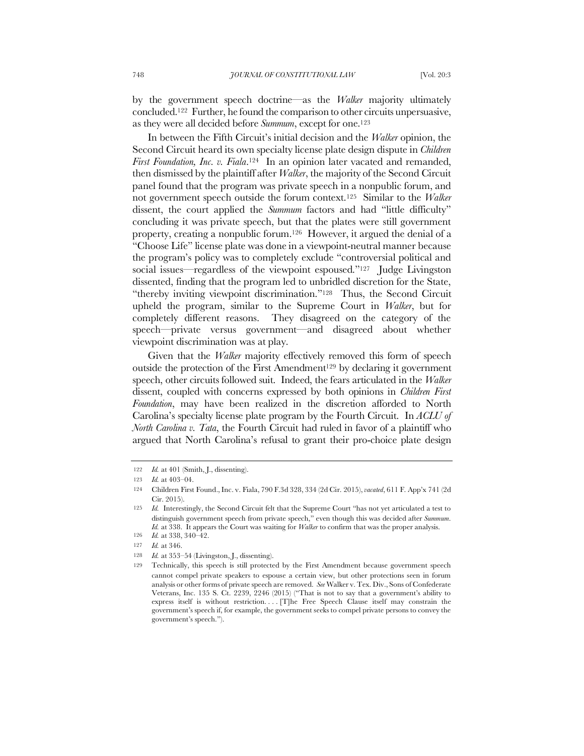by the government speech doctrine—as the *Walker* majority ultimately concluded.[122] Further, he found the comparison to other circuits unpersuasive, as they were all decided before *Summum*, except for one.[123]

In between the Fifth Circuit's initial decision and the *Walker* opinion, the Second Circuit heard its own specialty license plate design dispute in *Children First Foundation, Inc. v. Fiala*.[124] In an opinion later vacated and remanded, then dismissed by the plaintiff after *Walker*, the majority of the Second Circuit panel found that the program was private speech in a nonpublic forum, and not government speech outside the forum context.[125] Similar to the *Walker* dissent, the court applied the *Summum* factors and had "little difficulty" concluding it was private speech, but that the plates were still government property, creating a nonpublic forum.[126] However, it argued the denial of a "Choose Life" license plate was done in a viewpoint-neutral manner because the program's policy was to completely exclude "controversial political and social issues—regardless of the viewpoint espoused."[127] Judge Livingston dissented, finding that the program led to unbridled discretion for the State, "thereby inviting viewpoint discrimination."[128] Thus, the Second Circuit upheld the program, similar to the Supreme Court in *Walker*, but for completely different reasons. They disagreed on the category of the speech—private versus government—and disagreed about whether viewpoint discrimination was at play.

Given that the *Walker* majority effectively removed this form of speech outside the protection of the First Amendment[129] by declaring it government speech, other circuits followed suit. Indeed, the fears articulated in the *Walker* dissent, coupled with concerns expressed by both opinions in *Children First Foundation*, may have been realized in the discretion afforded to North Carolina's specialty license plate program by the Fourth Circuit. In *ACLU of North Carolina v. Tata*, the Fourth Circuit had ruled in favor of a plaintiff who argued that North Carolina's refusal to grant their pro-choice plate design

---

122 *Id.* at 401 (Smith, J., dissenting).

123 *Id.* at 403–04.

124 Children First Found., Inc. v. Fiala, 790 F.3d 328, 334 (2d Cir. 2015), *vacated*, 611 F. App'x 741 (2d Cir. 2015).

125 *Id.* Interestingly, the Second Circuit felt that the Supreme Court "has not yet articulated a test to distinguish government speech from private speech," even though this was decided after *Summum*. *Id.* at 338. It appears the Court was waiting for *Walker* to confirm that was the proper analysis.

126 *Id.* at 338, 340–42.

127 *Id.* at 346.

128 *Id.* at 353–54 (Livingston, J., dissenting).

129 Technically, this speech is still protected by the First Amendment because government speech cannot compel private speakers to espouse a certain view, but other protections seen in forum analysis or other forms of private speech are removed. *See* Walker v. Tex. Div., Sons of Confederate Veterans, Inc. 135 S. Ct. 2239, 2246 (2015) ("That is not to say that a government's ability to express itself is without restriction. . . . [T]he Free Speech Clause itself may constrain the government's speech if, for example, the government seeks to compel private persons to convey the government's speech.").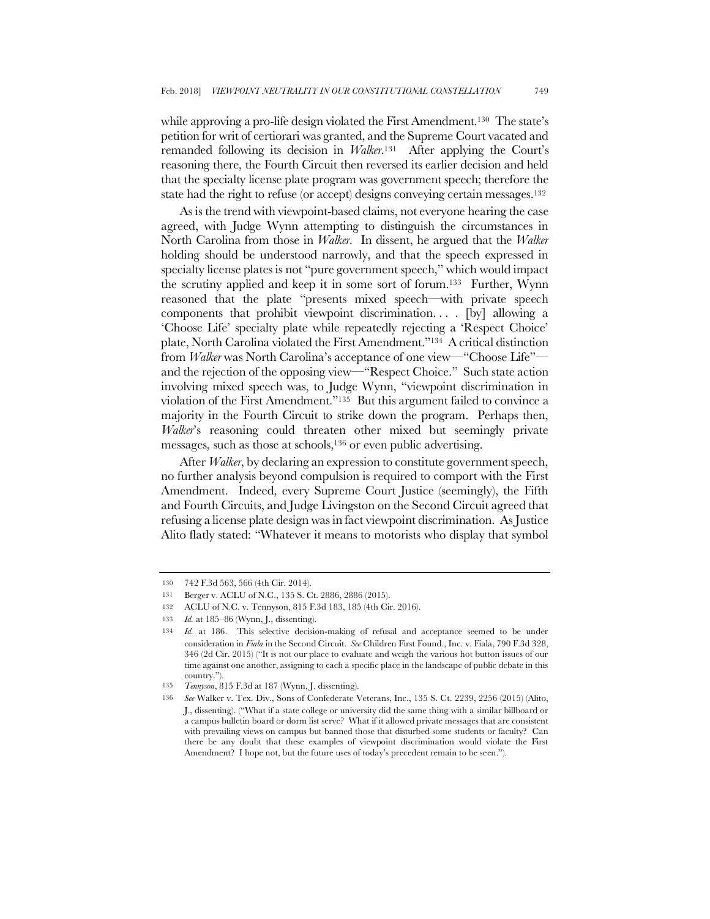while approving a pro-life design violated the First Amendment.[130] The state's petition for writ of certiorari was granted, and the Supreme Court vacated and remanded following its decision in *Walker*.[131] After applying the Court's reasoning there, the Fourth Circuit then reversed its earlier decision and held that the specialty license plate program was government speech; therefore the state had the right to refuse (or accept) designs conveying certain messages.[132]

As is the trend with viewpoint-based claims, not everyone hearing the case agreed, with Judge Wynn attempting to distinguish the circumstances in North Carolina from those in *Walker*. In dissent, he argued that the *Walker* holding should be understood narrowly, and that the speech expressed in specialty license plates is not "pure government speech," which would impact the scrutiny applied and keep it in some sort of forum.[133] Further, Wynn reasoned that the plate "presents mixed speech—with private speech components that prohibit viewpoint discrimination. . . . [by] allowing a 'Choose Life' specialty plate while repeatedly rejecting a 'Respect Choice' plate, North Carolina violated the First Amendment."[134] A critical distinction from *Walker* was North Carolina's acceptance of one view—"Choose Life"—and the rejection of the opposing view—"Respect Choice." Such state action involving mixed speech was, to Judge Wynn, "viewpoint discrimination in violation of the First Amendment."[135] But this argument failed to convince a majority in the Fourth Circuit to strike down the program. Perhaps then, *Walker*'s reasoning could threaten other mixed but seemingly private messages, such as those at schools,[136] or even public advertising.

After *Walker*, by declaring an expression to constitute government speech, no further analysis beyond compulsion is required to comport with the First Amendment. Indeed, every Supreme Court Justice (seemingly), the Fifth and Fourth Circuits, and Judge Livingston on the Second Circuit agreed that refusing a license plate design was in fact viewpoint discrimination. As Justice Alito flatly stated: "Whatever it means to motorists who display that symbol

---

130 742 F.3d 563, 566 (4th Cir. 2014).

131 Berger v. ACLU of N.C., 135 S. Ct. 2886, 2886 (2015).

132 ACLU of N.C. v. Tennyson, 815 F.3d 183, 185 (4th Cir. 2016).

133 *Id.* at 185–86 (Wynn, J., dissenting).

134 *Id.* at 186. This selective decision-making of refusal and acceptance seemed to be under consideration in *Fiala* in the Second Circuit. *See* Children First Found., Inc. v. Fiala, 790 F.3d 328, 346 (2d Cir. 2015) ("It is not our place to evaluate and weigh the various hot button issues of our time against one another, assigning to each a specific place in the landscape of public debate in this country.").

135 *Tennyson*, 815 F.3d at 187 (Wynn, J. dissenting).

136 *See* Walker v. Tex. Div., Sons of Confederate Veterans, Inc., 135 S. Ct. 2239, 2256 (2015) (Alito, J., dissenting). ("What if a state college or university did the same thing with a similar billboard or a campus bulletin board or dorm list serve? What if it allowed private messages that are consistent with prevailing views on campus but banned those that disturbed some students or faculty? Can there be any doubt that these examples of viewpoint discrimination would violate the First Amendment? I hope not, but the future uses of today's precedent remain to be seen.").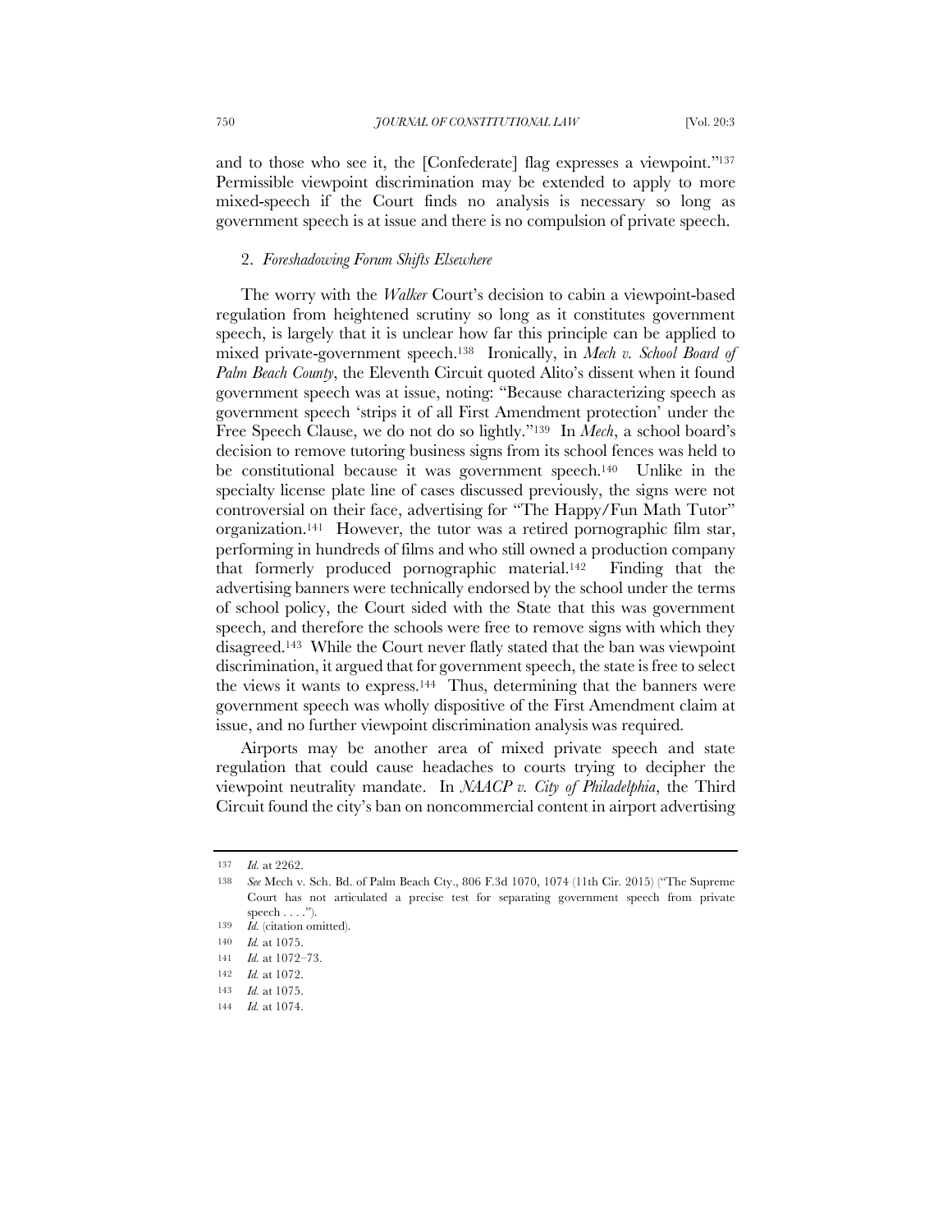and to those who see it, the [Confederate] flag expresses a viewpoint."[137] Permissible viewpoint discrimination may be extended to apply to more mixed-speech if the Court finds no analysis is necessary so long as government speech is at issue and there is no compulsion of private speech.

### 2. *Foreshadowing Forum Shifts Elsewhere*

The worry with the *Walker* Court's decision to cabin a viewpoint-based regulation from heightened scrutiny so long as it constitutes government speech, is largely that it is unclear how far this principle can be applied to mixed private-government speech.[138] Ironically, in *Mech v. School Board of Palm Beach County*, the Eleventh Circuit quoted Alito's dissent when it found government speech was at issue, noting: "Because characterizing speech as government speech 'strips it of all First Amendment protection' under the Free Speech Clause, we do not do so lightly."[139] In *Mech*, a school board's decision to remove tutoring business signs from its school fences was held to be constitutional because it was government speech.[140] Unlike in the specialty license plate line of cases discussed previously, the signs were not controversial on their face, advertising for "The Happy/Fun Math Tutor" organization.[141] However, the tutor was a retired pornographic film star, performing in hundreds of films and who still owned a production company that formerly produced pornographic material.[142] Finding that the advertising banners were technically endorsed by the school under the terms of school policy, the Court sided with the State that this was government speech, and therefore the schools were free to remove signs with which they disagreed.[143] While the Court never flatly stated that the ban was viewpoint discrimination, it argued that for government speech, the state is free to select the views it wants to express.[144] Thus, determining that the banners were government speech was wholly dispositive of the First Amendment claim at issue, and no further viewpoint discrimination analysis was required.

Airports may be another area of mixed private speech and state regulation that could cause headaches to courts trying to decipher the viewpoint neutrality mandate. In *NAACP v. City of Philadelphia*, the Third Circuit found the city's ban on noncommercial content in airport advertising

---

137 *Id.* at 2262.

138 *See* Mech v. Sch. Bd. of Palm Beach Cty., 806 F.3d 1070, 1074 (11th Cir. 2015) ("The Supreme Court has not articulated a precise test for separating government speech from private speech . . . .").

139 *Id.* (citation omitted).

140 *Id.* at 1075.

141 *Id.* at 1072–73.

142 *Id.* at 1072.

143 *Id.* at 1075.

144 *Id.* at 1074.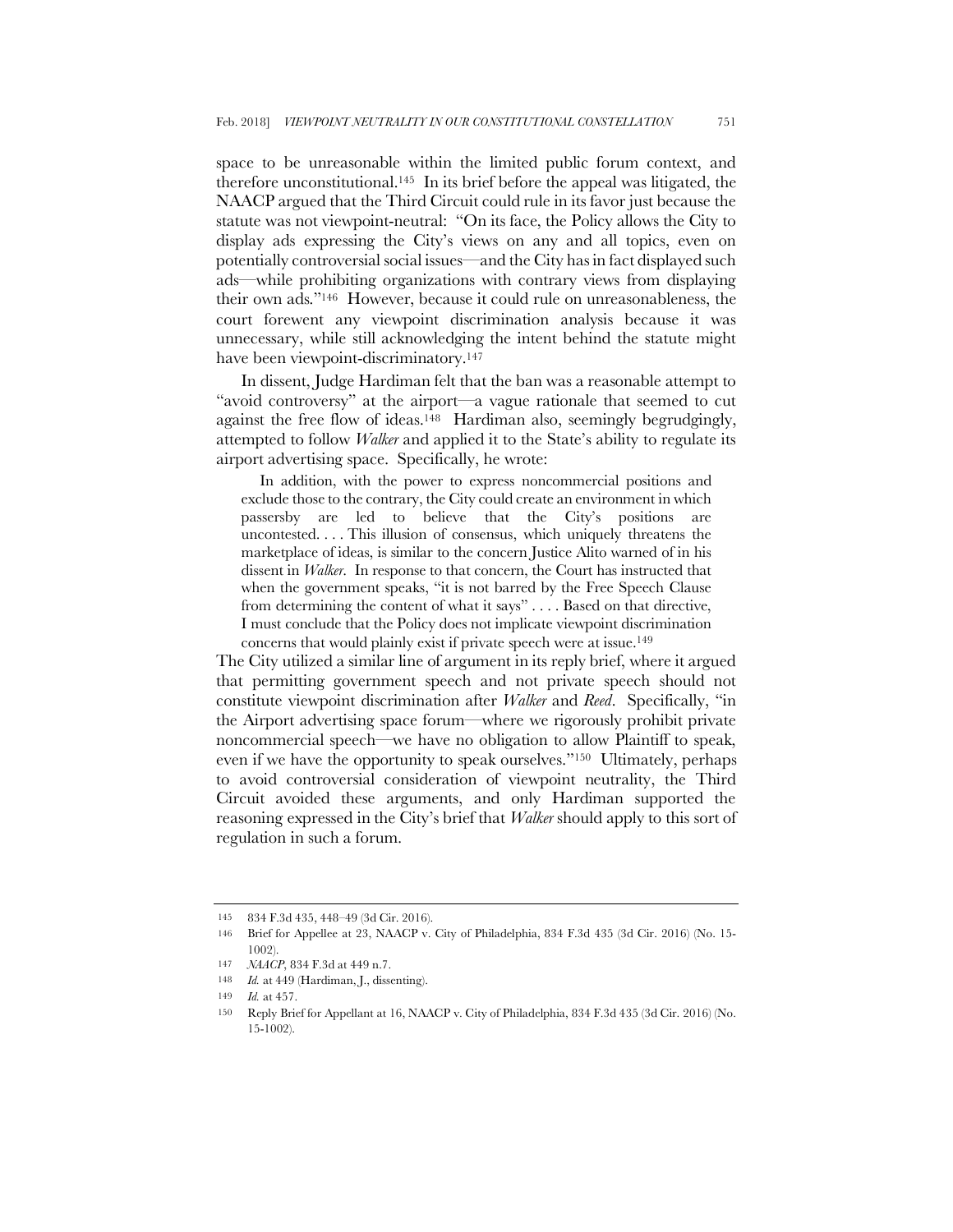space to be unreasonable within the limited public forum context, and therefore unconstitutional.[145] In its brief before the appeal was litigated, the NAACP argued that the Third Circuit could rule in its favor just because the statute was not viewpoint-neutral: "On its face, the Policy allows the City to display ads expressing the City's views on any and all topics, even on potentially controversial social issues—and the City has in fact displayed such ads—while prohibiting organizations with contrary views from displaying their own ads."[146] However, because it could rule on unreasonableness, the court forewent any viewpoint discrimination analysis because it was unnecessary, while still acknowledging the intent behind the statute might have been viewpoint-discriminatory.[147]

In dissent, Judge Hardiman felt that the ban was a reasonable attempt to "avoid controversy" at the airport—a vague rationale that seemed to cut against the free flow of ideas.[148] Hardiman also, seemingly begrudgingly, attempted to follow *Walker* and applied it to the State's ability to regulate its airport advertising space. Specifically, he wrote:

> In addition, with the power to express noncommercial positions and exclude those to the contrary, the City could create an environment in which passersby are led to believe that the City's positions are uncontested. . . . This illusion of consensus, which uniquely threatens the marketplace of ideas, is similar to the concern Justice Alito warned of in his dissent in *Walker*. In response to that concern, the Court has instructed that when the government speaks, "it is not barred by the Free Speech Clause from determining the content of what it says" . . . . Based on that directive, I must conclude that the Policy does not implicate viewpoint discrimination concerns that would plainly exist if private speech were at issue.[149]

The City utilized a similar line of argument in its reply brief, where it argued that permitting government speech and not private speech should not constitute viewpoint discrimination after *Walker* and *Reed*. Specifically, "in the Airport advertising space forum—where we rigorously prohibit private noncommercial speech—we have no obligation to allow Plaintiff to speak, even if we have the opportunity to speak ourselves."[150] Ultimately, perhaps to avoid controversial consideration of viewpoint neutrality, the Third Circuit avoided these arguments, and only Hardiman supported the reasoning expressed in the City's brief that *Walker* should apply to this sort of regulation in such a forum.

---

145 834 F.3d 435, 448–49 (3d Cir. 2016).

146 Brief for Appellee at 23, NAACP v. City of Philadelphia, 834 F.3d 435 (3d Cir. 2016) (No. 15-1002).

147 *NAACP*, 834 F.3d at 449 n.7.

148 *Id.* at 449 (Hardiman, J., dissenting).

149 *Id.* at 457.

150 Reply Brief for Appellant at 16, NAACP v. City of Philadelphia, 834 F.3d 435 (3d Cir. 2016) (No. 15-1002).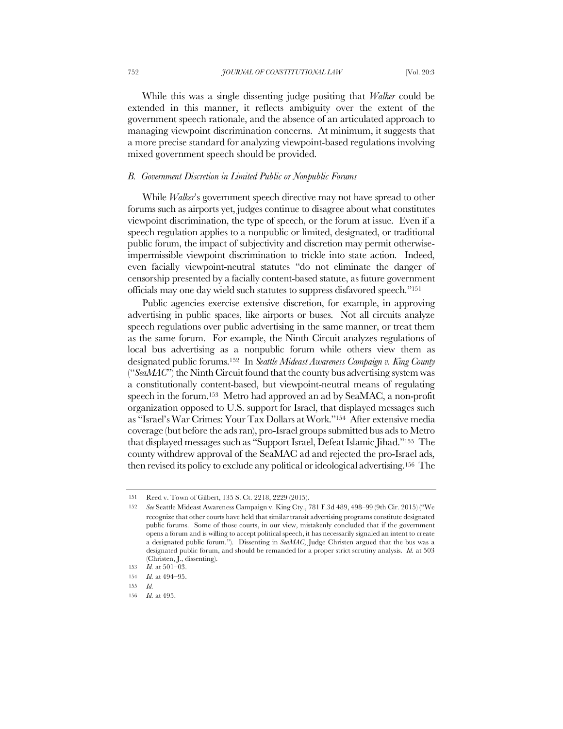While this was a single dissenting judge positing that *Walker* could be extended in this manner, it reflects ambiguity over the extent of the government speech rationale, and the absence of an articulated approach to managing viewpoint discrimination concerns. At minimum, it suggests that a more precise standard for analyzing viewpoint-based regulations involving mixed government speech should be provided.

### *B. Government Discretion in Limited Public or Nonpublic Forums*

While *Walker*'s government speech directive may not have spread to other forums such as airports yet, judges continue to disagree about what constitutes viewpoint discrimination, the type of speech, or the forum at issue. Even if a speech regulation applies to a nonpublic or limited, designated, or traditional public forum, the impact of subjectivity and discretion may permit otherwise-impermissible viewpoint discrimination to trickle into state action. Indeed, even facially viewpoint-neutral statutes "do not eliminate the danger of censorship presented by a facially content-based statute, as future government officials may one day wield such statutes to suppress disfavored speech."[151]

Public agencies exercise extensive discretion, for example, in approving advertising in public spaces, like airports or buses. Not all circuits analyze speech regulations over public advertising in the same manner, or treat them as the same forum. For example, the Ninth Circuit analyzes regulations of local bus advertising as a nonpublic forum while others view them as designated public forums.[152] In *Seattle Mideast Awareness Campaign v. King County* ("*SeaMAC*") the Ninth Circuit found that the county bus advertising system was a constitutionally content-based, but viewpoint-neutral means of regulating speech in the forum.[153] Metro had approved an ad by SeaMAC, a non-profit organization opposed to U.S. support for Israel, that displayed messages such as "Israel's War Crimes: Your Tax Dollars at Work."[154] After extensive media coverage (but before the ads ran), pro-Israel groups submitted bus ads to Metro that displayed messages such as "Support Israel, Defeat Islamic Jihad."[155] The county withdrew approval of the SeaMAC ad and rejected the pro-Israel ads, then revised its policy to exclude any political or ideological advertising.[156] The

---

151 Reed v. Town of Gilbert, 135 S. Ct. 2218, 2229 (2015).

152 *See* Seattle Mideast Awareness Campaign v. King Cty., 781 F.3d 489, 498–99 (9th Cir. 2015) ("We recognize that other courts have held that similar transit advertising programs constitute designated public forums. Some of those courts, in our view, mistakenly concluded that if the government opens a forum and is willing to accept political speech, it has necessarily signaled an intent to create a designated public forum."). Dissenting in *SeaMAC*, Judge Christen argued that the bus was a designated public forum, and should be remanded for a proper strict scrutiny analysis. *Id.* at 503 (Christen, J., dissenting).

153 *Id.* at 501–03.

154 *Id.* at 494–95.

155 *Id.*

156 *Id.* at 495.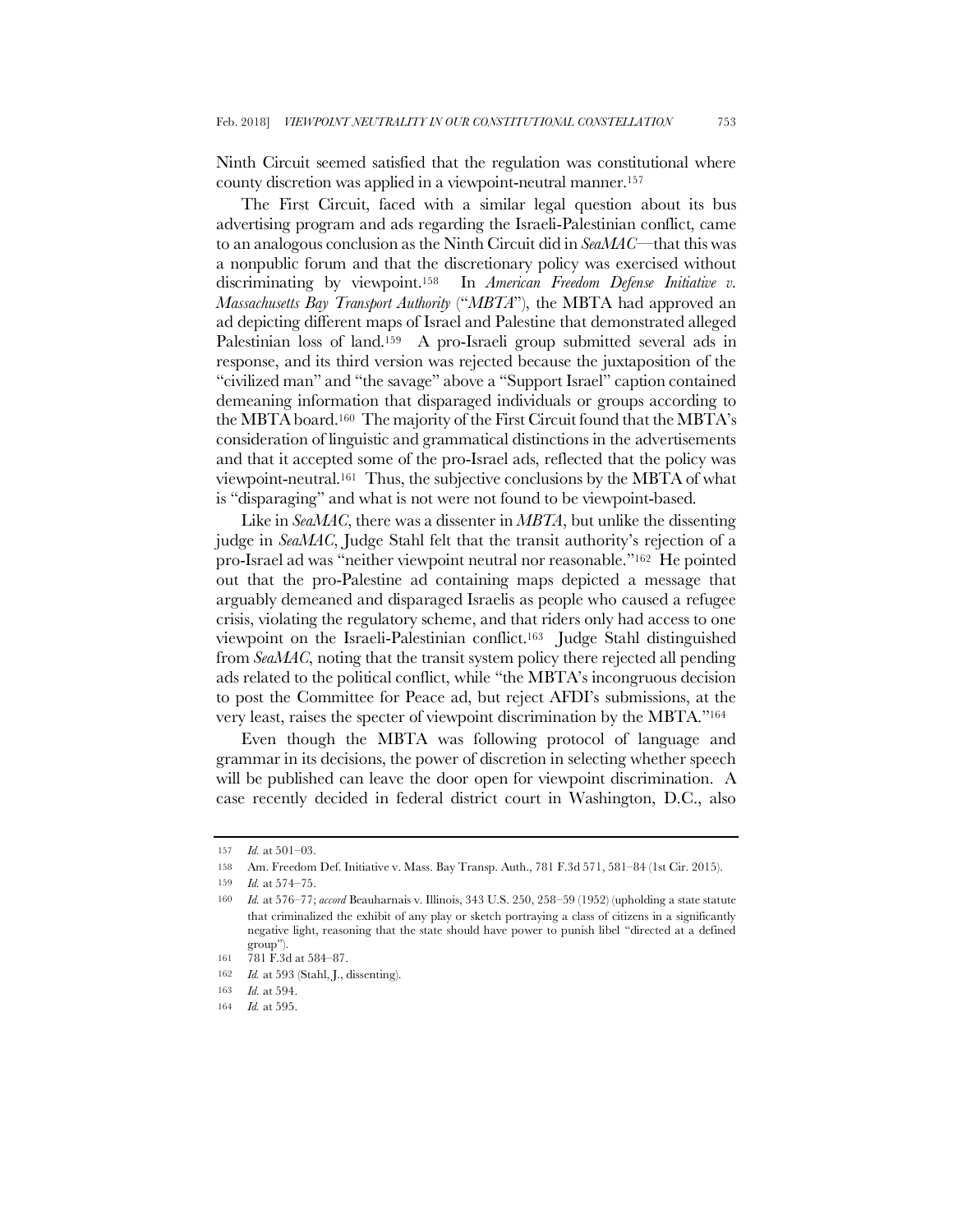Ninth Circuit seemed satisfied that the regulation was constitutional where county discretion was applied in a viewpoint-neutral manner.[157]

The First Circuit, faced with a similar legal question about its bus advertising program and ads regarding the Israeli-Palestinian conflict, came to an analogous conclusion as the Ninth Circuit did in *SeaMAC*—that this was a nonpublic forum and that the discretionary policy was exercised without discriminating by viewpoint.[158] In *American Freedom Defense Initiative v. Massachusetts Bay Transport Authority* ("*MBTA*"), the MBTA had approved an ad depicting different maps of Israel and Palestine that demonstrated alleged Palestinian loss of land.[159] A pro-Israeli group submitted several ads in response, and its third version was rejected because the juxtaposition of the "civilized man" and "the savage" above a "Support Israel" caption contained demeaning information that disparaged individuals or groups according to the MBTA board.[160] The majority of the First Circuit found that the MBTA's consideration of linguistic and grammatical distinctions in the advertisements and that it accepted some of the pro-Israel ads, reflected that the policy was viewpoint-neutral.[161] Thus, the subjective conclusions by the MBTA of what is "disparaging" and what is not were not found to be viewpoint-based.

Like in *SeaMAC*, there was a dissenter in *MBTA*, but unlike the dissenting judge in *SeaMAC*, Judge Stahl felt that the transit authority's rejection of a pro-Israel ad was "neither viewpoint neutral nor reasonable."[162] He pointed out that the pro-Palestine ad containing maps depicted a message that arguably demeaned and disparaged Israelis as people who caused a refugee crisis, violating the regulatory scheme, and that riders only had access to one viewpoint on the Israeli-Palestinian conflict.[163] Judge Stahl distinguished from *SeaMAC*, noting that the transit system policy there rejected all pending ads related to the political conflict, while "the MBTA's incongruous decision to post the Committee for Peace ad, but reject AFDI's submissions, at the very least, raises the specter of viewpoint discrimination by the MBTA."[164]

Even though the MBTA was following protocol of language and grammar in its decisions, the power of discretion in selecting whether speech will be published can leave the door open for viewpoint discrimination. A case recently decided in federal district court in Washington, D.C., also

---

157 *Id.* at 501–03.

158 Am. Freedom Def. Initiative v. Mass. Bay Transp. Auth., 781 F.3d 571, 581–84 (1st Cir. 2015).

159 *Id.* at 574–75.

160 *Id.* at 576–77; *accord* Beauharnais v. Illinois, 343 U.S. 250, 258–59 (1952) (upholding a state statute that criminalized the exhibit of any play or sketch portraying a class of citizens in a significantly negative light, reasoning that the state should have power to punish libel "directed at a defined group").

161 781 F.3d at 584–87.

162 *Id.* at 593 (Stahl, J., dissenting).

163 *Id.* at 594.

164 *Id.* at 595.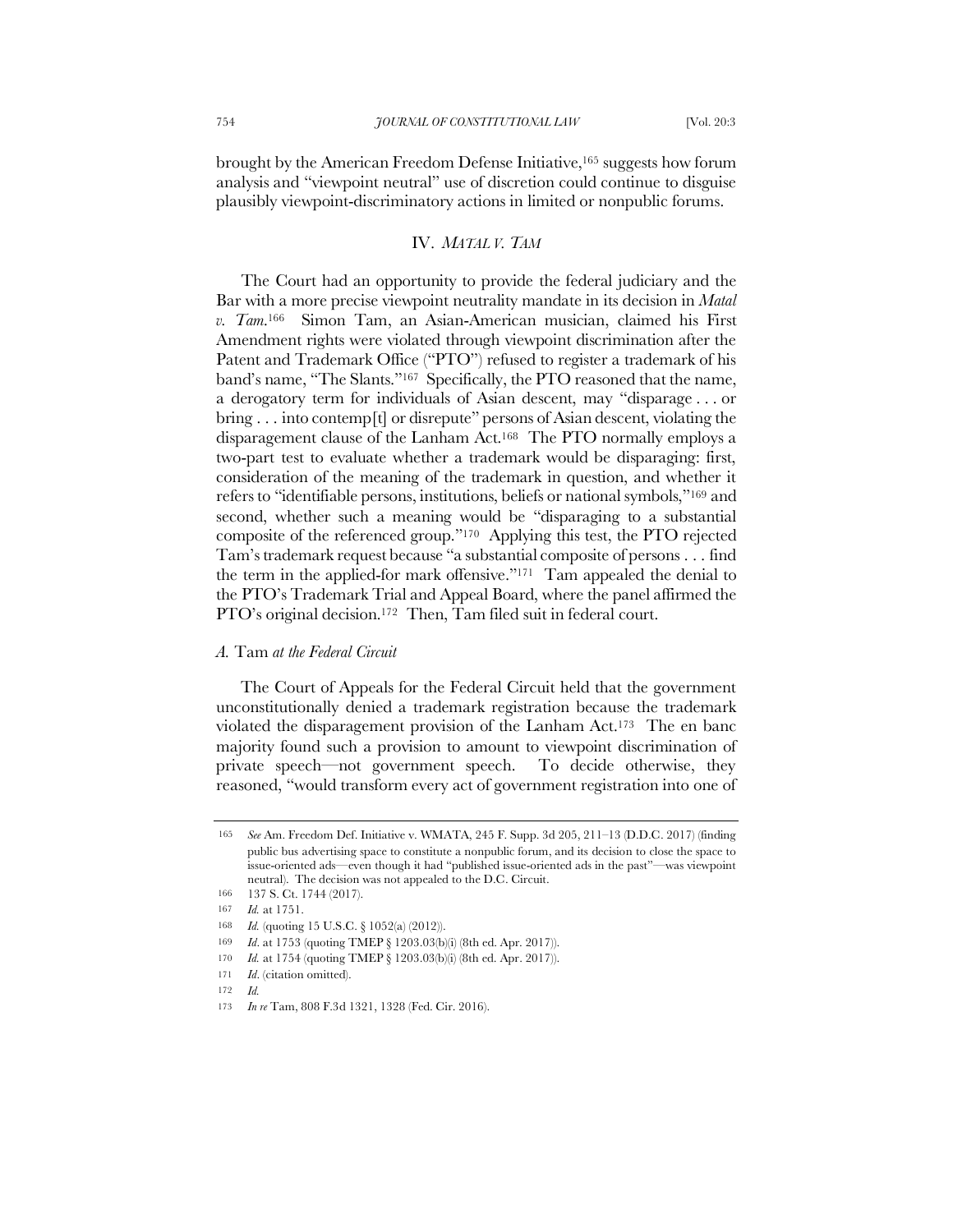brought by the American Freedom Defense Initiative,[165] suggests how forum analysis and "viewpoint neutral" use of discretion could continue to disguise plausibly viewpoint-discriminatory actions in limited or nonpublic forums.

## IV. *MATAL V. TAM*

The Court had an opportunity to provide the federal judiciary and the Bar with a more precise viewpoint neutrality mandate in its decision in *Matal v. Tam*.[166] Simon Tam, an Asian-American musician, claimed his First Amendment rights were violated through viewpoint discrimination after the Patent and Trademark Office ("PTO") refused to register a trademark of his band's name, "The Slants."[167] Specifically, the PTO reasoned that the name, a derogatory term for individuals of Asian descent, may "disparage . . . or bring . . . into contemp[t] or disrepute" persons of Asian descent, violating the disparagement clause of the Lanham Act.[168] The PTO normally employs a two-part test to evaluate whether a trademark would be disparaging: first, consideration of the meaning of the trademark in question, and whether it refers to "identifiable persons, institutions, beliefs or national symbols,"[169] and second, whether such a meaning would be "disparaging to a substantial composite of the referenced group."[170] Applying this test, the PTO rejected Tam's trademark request because "a substantial composite of persons . . . find the term in the applied-for mark offensive."[171] Tam appealed the denial to the PTO's Trademark Trial and Appeal Board, where the panel affirmed the PTO's original decision.[172] Then, Tam filed suit in federal court.

### *A.* Tam *at the Federal Circuit*

The Court of Appeals for the Federal Circuit held that the government unconstitutionally denied a trademark registration because the trademark violated the disparagement provision of the Lanham Act.[173] The en banc majority found such a provision to amount to viewpoint discrimination of private speech—not government speech. To decide otherwise, they reasoned, "would transform every act of government registration into one of

---

165 *See* Am. Freedom Def. Initiative v. WMATA, 245 F. Supp. 3d 205, 211–13 (D.D.C. 2017) (finding public bus advertising space to constitute a nonpublic forum, and its decision to close the space to issue-oriented ads—even though it had "published issue-oriented ads in the past"—was viewpoint neutral). The decision was not appealed to the D.C. Circuit.

166 137 S. Ct. 1744 (2017).

167 *Id.* at 1751.

168 *Id.* (quoting 15 U.S.C. § 1052(a) (2012)).

169 *Id*. at 1753 (quoting TMEP § 1203.03(b)(i) (8th ed. Apr. 2017)).

170 *Id.* at 1754 (quoting TMEP § 1203.03(b)(i) (8th ed. Apr. 2017)).

171 *Id*. (citation omitted).

172 *Id.*

173 *In re* Tam, 808 F.3d 1321, 1328 (Fed. Cir. 2016).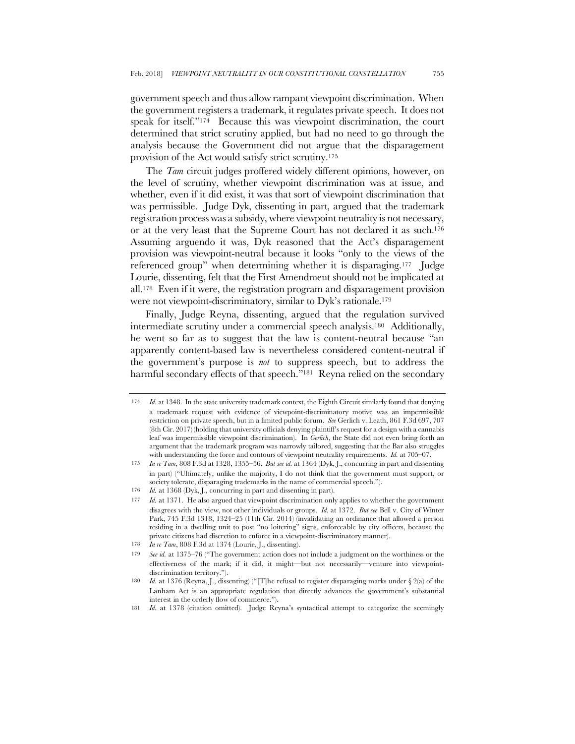government speech and thus allow rampant viewpoint discrimination. When the government registers a trademark, it regulates private speech. It does not speak for itself."[174] Because this was viewpoint discrimination, the court determined that strict scrutiny applied, but had no need to go through the analysis because the Government did not argue that the disparagement provision of the Act would satisfy strict scrutiny.[175]

The *Tam* circuit judges proffered widely different opinions, however, on the level of scrutiny, whether viewpoint discrimination was at issue, and whether, even if it did exist, it was that sort of viewpoint discrimination that was permissible. Judge Dyk, dissenting in part, argued that the trademark registration process was a subsidy, where viewpoint neutrality is not necessary, or at the very least that the Supreme Court has not declared it as such.[176] Assuming arguendo it was, Dyk reasoned that the Act's disparagement provision was viewpoint-neutral because it looks "only to the views of the referenced group" when determining whether it is disparaging.[177] Judge Lourie, dissenting, felt that the First Amendment should not be implicated at all.[178] Even if it were, the registration program and disparagement provision were not viewpoint-discriminatory, similar to Dyk's rationale.[179]

Finally, Judge Reyna, dissenting, argued that the regulation survived intermediate scrutiny under a commercial speech analysis.[180] Additionally, he went so far as to suggest that the law is content-neutral because "an apparently content-based law is nevertheless considered content-neutral if the government's purpose is *not* to suppress speech, but to address the harmful secondary effects of that speech."[181] Reyna relied on the secondary

---

174 *Id.* at 1348. In the state university trademark context, the Eighth Circuit similarly found that denying a trademark request with evidence of viewpoint-discriminatory motive was an impermissible restriction on private speech, but in a limited public forum. *See* Gerlich v. Leath, 861 F.3d 697, 707 (8th Cir. 2017) (holding that university officials denying plaintiff's request for a design with a cannabis leaf was impermissible viewpoint discrimination). In *Gerlich*, the State did not even bring forth an argument that the trademark program was narrowly tailored, suggesting that the Bar also struggles with understanding the force and contours of viewpoint neutrality requirements. *Id.* at 705–07.

175 *In re Tam*, 808 F.3d at 1328, 1355–56. *But see id.* at 1364 (Dyk, J., concurring in part and dissenting in part) ("Ultimately, unlike the majority, I do not think that the government must support, or society tolerate, disparaging trademarks in the name of commercial speech.").

176 *Id.* at 1368 (Dyk, J., concurring in part and dissenting in part).

177 *Id.* at 1371. He also argued that viewpoint discrimination only applies to whether the government disagrees with the view, not other individuals or groups. *Id.* at 1372. *But see* Bell v. City of Winter Park, 745 F.3d 1318, 1324–25 (11th Cir. 2014) (invalidating an ordinance that allowed a person residing in a dwelling unit to post "no loitering" signs, enforceable by city officers, because the private citizens had discretion to enforce in a viewpoint-discriminatory manner).

178 *In re Tam*, 808 F.3d at 1374 (Lourie, J., dissenting).

179 *See id.* at 1375–76 ("The government action does not include a judgment on the worthiness or the effectiveness of the mark; if it did, it might—but not necessarily—venture into viewpoint-discrimination territory.").

180 *Id.* at 1376 (Reyna, J., dissenting) ("[T]he refusal to register disparaging marks under § 2(a) of the Lanham Act is an appropriate regulation that directly advances the government's substantial interest in the orderly flow of commerce.").

181 *Id.* at 1378 (citation omitted). Judge Reyna's syntactical attempt to categorize the seemingly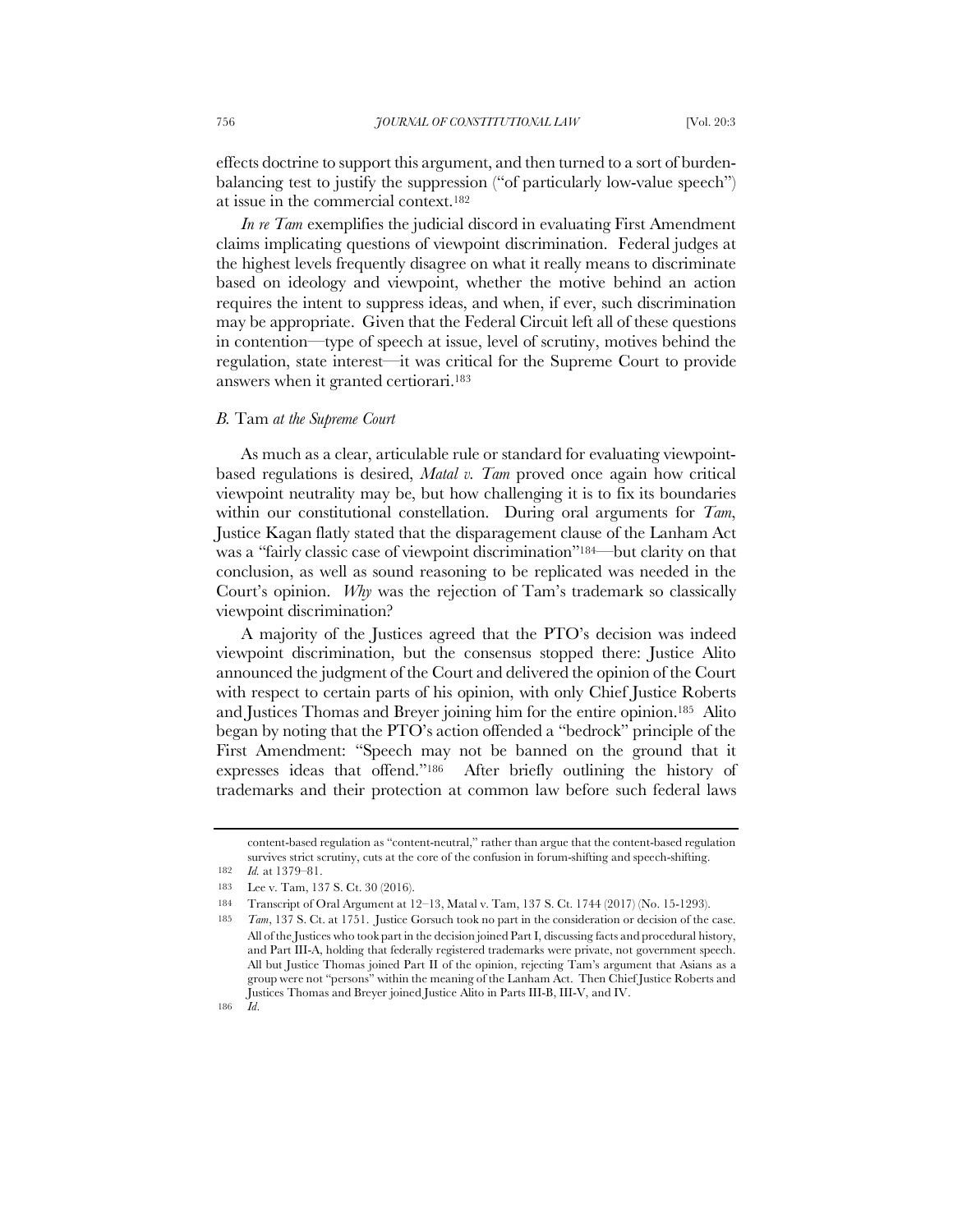effects doctrine to support this argument, and then turned to a sort of burden-balancing test to justify the suppression ("of particularly low-value speech") at issue in the commercial context.[182]

*In re Tam* exemplifies the judicial discord in evaluating First Amendment claims implicating questions of viewpoint discrimination. Federal judges at the highest levels frequently disagree on what it really means to discriminate based on ideology and viewpoint, whether the motive behind an action requires the intent to suppress ideas, and when, if ever, such discrimination may be appropriate. Given that the Federal Circuit left all of these questions in contention—type of speech at issue, level of scrutiny, motives behind the regulation, state interest—it was critical for the Supreme Court to provide answers when it granted certiorari.[183]

### *B.* Tam *at the Supreme Court*

As much as a clear, articulable rule or standard for evaluating viewpoint-based regulations is desired, *Matal v. Tam* proved once again how critical viewpoint neutrality may be, but how challenging it is to fix its boundaries within our constitutional constellation. During oral arguments for *Tam*, Justice Kagan flatly stated that the disparagement clause of the Lanham Act was a "fairly classic case of viewpoint discrimination"[184]—but clarity on that conclusion, as well as sound reasoning to be replicated was needed in the Court's opinion. *Why* was the rejection of Tam's trademark so classically viewpoint discrimination?

A majority of the Justices agreed that the PTO's decision was indeed viewpoint discrimination, but the consensus stopped there: Justice Alito announced the judgment of the Court and delivered the opinion of the Court with respect to certain parts of his opinion, with only Chief Justice Roberts and Justices Thomas and Breyer joining him for the entire opinion.[185] Alito began by noting that the PTO's action offended a "bedrock" principle of the First Amendment: "Speech may not be banned on the ground that it expresses ideas that offend."[186] After briefly outlining the history of trademarks and their protection at common law before such federal laws

---

content-based regulation as "content-neutral," rather than argue that the content-based regulation survives strict scrutiny, cuts at the core of the confusion in forum-shifting and speech-shifting.

182 *Id.* at 1379–81.

183 Lee v. Tam, 137 S. Ct. 30 (2016).

184 Transcript of Oral Argument at 12–13, Matal v. Tam, 137 S. Ct. 1744 (2017) (No. 15-1293).

185 *Tam*, 137 S. Ct. at 1751. Justice Gorsuch took no part in the consideration or decision of the case. All of the Justices who took part in the decision joined Part I, discussing facts and procedural history, and Part III-A, holding that federally registered trademarks were private, not government speech. All but Justice Thomas joined Part II of the opinion, rejecting Tam's argument that Asians as a group were not "persons" within the meaning of the Lanham Act. Then Chief Justice Roberts and Justices Thomas and Breyer joined Justice Alito in Parts III-B, III-V, and IV.

186 *Id.*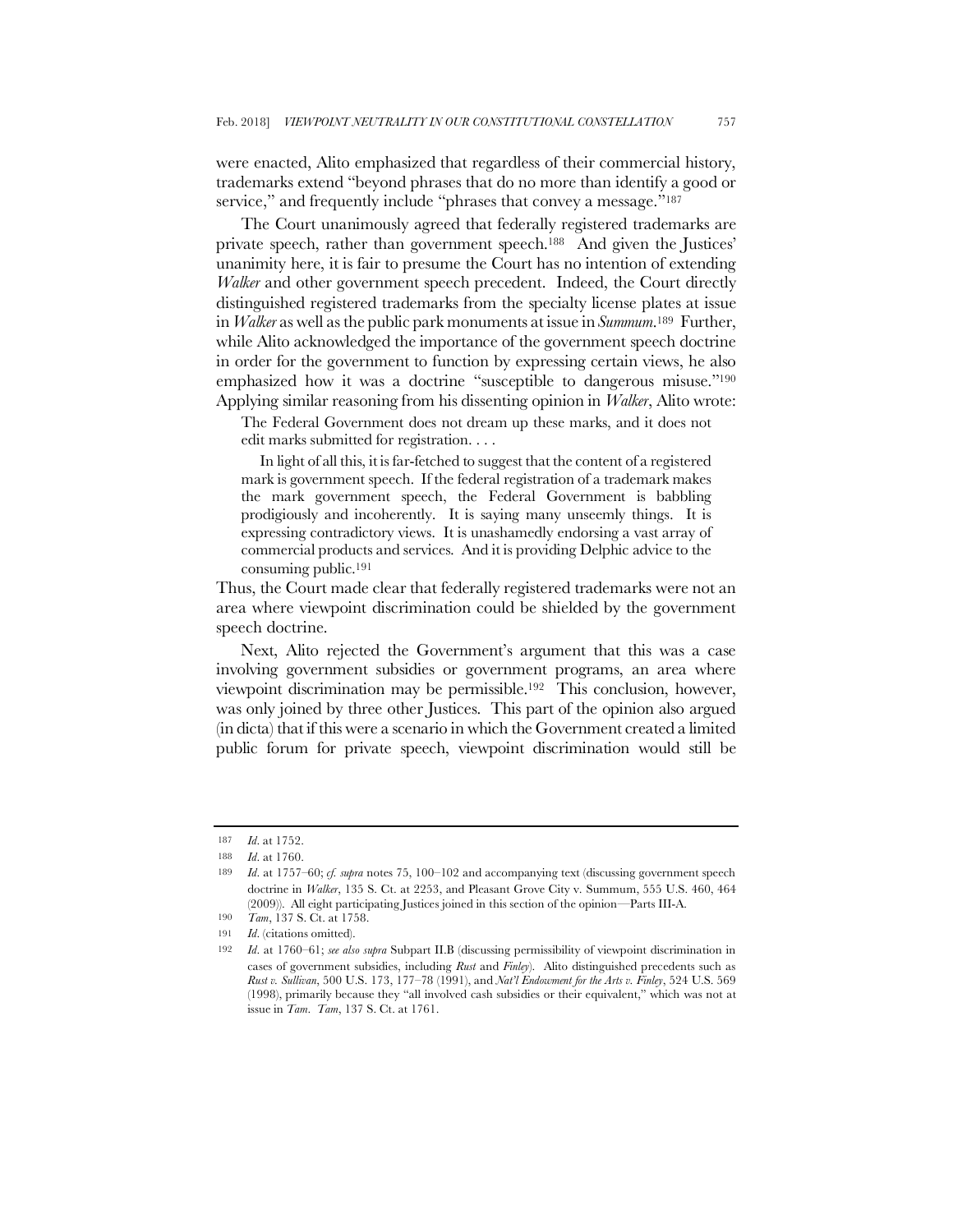were enacted, Alito emphasized that regardless of their commercial history, trademarks extend "beyond phrases that do no more than identify a good or service," and frequently include "phrases that convey a message."[187]

The Court unanimously agreed that federally registered trademarks are private speech, rather than government speech.[188] And given the Justices' unanimity here, it is fair to presume the Court has no intention of extending *Walker* and other government speech precedent. Indeed, the Court directly distinguished registered trademarks from the specialty license plates at issue in *Walker* as well as the public park monuments at issue in *Summum*.[189] Further, while Alito acknowledged the importance of the government speech doctrine in order for the government to function by expressing certain views, he also emphasized how it was a doctrine "susceptible to dangerous misuse."[190] Applying similar reasoning from his dissenting opinion in *Walker*, Alito wrote:

> The Federal Government does not dream up these marks, and it does not edit marks submitted for registration. . . .
>
> In light of all this, it is far-fetched to suggest that the content of a registered mark is government speech. If the federal registration of a trademark makes the mark government speech, the Federal Government is babbling prodigiously and incoherently. It is saying many unseemly things. It is expressing contradictory views. It is unashamedly endorsing a vast array of commercial products and services. And it is providing Delphic advice to the consuming public.[191]

Thus, the Court made clear that federally registered trademarks were not an area where viewpoint discrimination could be shielded by the government speech doctrine.

Next, Alito rejected the Government's argument that this was a case involving government subsidies or government programs, an area where viewpoint discrimination may be permissible.[192] This conclusion, however, was only joined by three other Justices. This part of the opinion also argued (in dicta) that if this were a scenario in which the Government created a limited public forum for private speech, viewpoint discrimination would still be

---

187 *Id.* at 1752.

188 *Id.* at 1760.

189 *Id.* at 1757–60; *cf. supra* notes 75, 100–102 and accompanying text (discussing government speech doctrine in *Walker*, 135 S. Ct. at 2253, and Pleasant Grove City v. Summum, 555 U.S. 460, 464 (2009)). All eight participating Justices joined in this section of the opinion—Parts III-A.

190 *Tam*, 137 S. Ct. at 1758.

191 *Id.* (citations omitted).

192 *Id.* at 1760–61; *see also supra* Subpart II.B (discussing permissibility of viewpoint discrimination in cases of government subsidies, including *Rust* and *Finley*). Alito distinguished precedents such as *Rust v. Sullivan*, 500 U.S. 173, 177–78 (1991), and *Nat'l Endowment for the Arts v. Finley*, 524 U.S. 569 (1998), primarily because they "all involved cash subsidies or their equivalent," which was not at issue in *Tam*. *Tam*, 137 S. Ct. at 1761.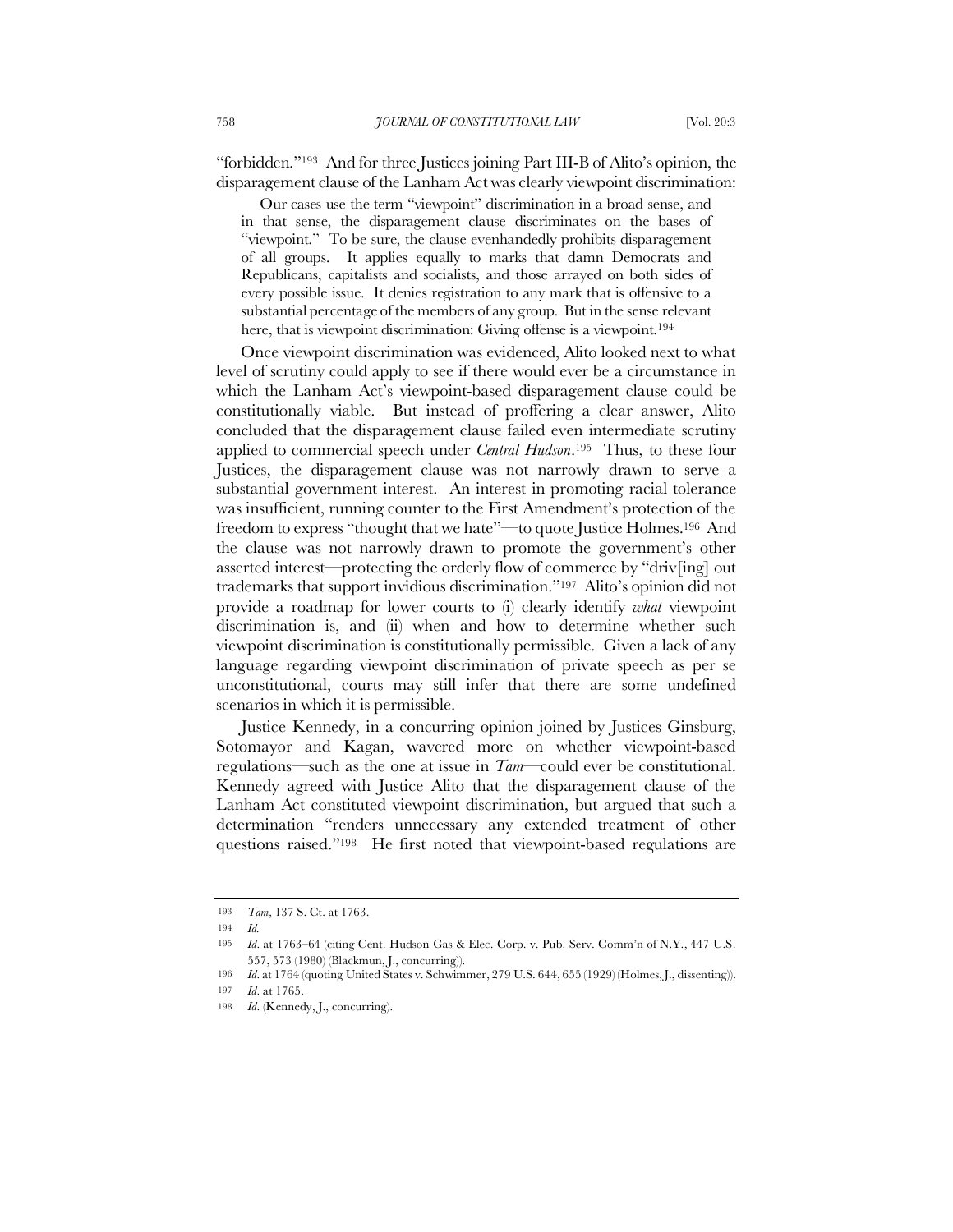"forbidden."[193] And for three Justices joining Part III-B of Alito's opinion, the disparagement clause of the Lanham Act was clearly viewpoint discrimination:

> Our cases use the term "viewpoint" discrimination in a broad sense, and in that sense, the disparagement clause discriminates on the bases of "viewpoint." To be sure, the clause evenhandedly prohibits disparagement of all groups. It applies equally to marks that damn Democrats and Republicans, capitalists and socialists, and those arrayed on both sides of every possible issue. It denies registration to any mark that is offensive to a substantial percentage of the members of any group. But in the sense relevant here, that is viewpoint discrimination: Giving offense is a viewpoint.[194]

Once viewpoint discrimination was evidenced, Alito looked next to what level of scrutiny could apply to see if there would ever be a circumstance in which the Lanham Act's viewpoint-based disparagement clause could be constitutionally viable. But instead of proffering a clear answer, Alito concluded that the disparagement clause failed even intermediate scrutiny applied to commercial speech under *Central Hudson*.[195] Thus, to these four Justices, the disparagement clause was not narrowly drawn to serve a substantial government interest. An interest in promoting racial tolerance was insufficient, running counter to the First Amendment's protection of the freedom to express "thought that we hate"—to quote Justice Holmes.[196] And the clause was not narrowly drawn to promote the government's other asserted interest—protecting the orderly flow of commerce by "driv[ing] out trademarks that support invidious discrimination."[197] Alito's opinion did not provide a roadmap for lower courts to (i) clearly identify *what* viewpoint discrimination is, and (ii) when and how to determine whether such viewpoint discrimination is constitutionally permissible. Given a lack of any language regarding viewpoint discrimination of private speech as per se unconstitutional, courts may still infer that there are some undefined scenarios in which it is permissible.

Justice Kennedy, in a concurring opinion joined by Justices Ginsburg, Sotomayor and Kagan, wavered more on whether viewpoint-based regulations—such as the one at issue in *Tam*—could ever be constitutional. Kennedy agreed with Justice Alito that the disparagement clause of the Lanham Act constituted viewpoint discrimination, but argued that such a determination "renders unnecessary any extended treatment of other questions raised."[198] He first noted that viewpoint-based regulations are

---

193 *Tam*, 137 S. Ct. at 1763.

194 *Id.*

195 *Id.* at 1763–64 (citing Cent. Hudson Gas & Elec. Corp. v. Pub. Serv. Comm'n of N.Y., 447 U.S. 557, 573 (1980) (Blackmun, J., concurring)).

196 *Id.* at 1764 (quoting United States v. Schwimmer, 279 U.S. 644, 655 (1929) (Holmes, J., dissenting)).

197 *Id.* at 1765.

198 *Id.* (Kennedy, J., concurring).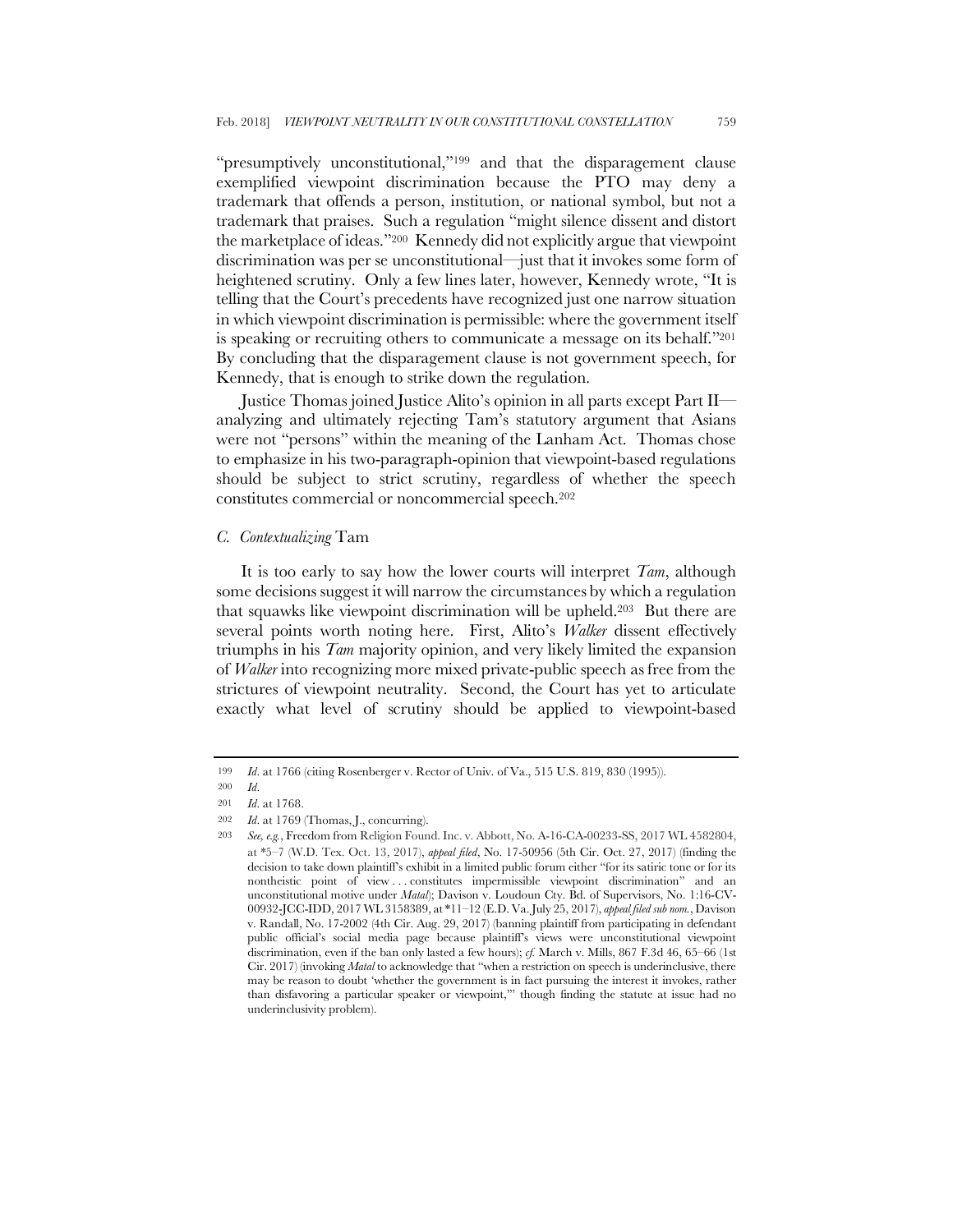"presumptively unconstitutional,"[199] and that the disparagement clause exemplified viewpoint discrimination because the PTO may deny a trademark that offends a person, institution, or national symbol, but not a trademark that praises. Such a regulation "might silence dissent and distort the marketplace of ideas."[200] Kennedy did not explicitly argue that viewpoint discrimination was per se unconstitutional—just that it invokes some form of heightened scrutiny. Only a few lines later, however, Kennedy wrote, "It is telling that the Court's precedents have recognized just one narrow situation in which viewpoint discrimination is permissible: where the government itself is speaking or recruiting others to communicate a message on its behalf."[201] By concluding that the disparagement clause is not government speech, for Kennedy, that is enough to strike down the regulation.

Justice Thomas joined Justice Alito's opinion in all parts except Part II—analyzing and ultimately rejecting Tam's statutory argument that Asians were not "persons" within the meaning of the Lanham Act. Thomas chose to emphasize in his two-paragraph-opinion that viewpoint-based regulations should be subject to strict scrutiny, regardless of whether the speech constitutes commercial or noncommercial speech.[202]

### *C. Contextualizing* Tam

It is too early to say how the lower courts will interpret *Tam*, although some decisions suggest it will narrow the circumstances by which a regulation that squawks like viewpoint discrimination will be upheld.[203] But there are several points worth noting here. First, Alito's *Walker* dissent effectively triumphs in his *Tam* majority opinion, and very likely limited the expansion of *Walker* into recognizing more mixed private-public speech as free from the strictures of viewpoint neutrality. Second, the Court has yet to articulate exactly what level of scrutiny should be applied to viewpoint-based

---

199 *Id.* at 1766 (citing Rosenberger v. Rector of Univ. of Va., 515 U.S. 819, 830 (1995)).

200 *Id.*

201 *Id.* at 1768.

202 *Id.* at 1769 (Thomas, J., concurring).

203 *See, e.g.*, Freedom from Religion Found. Inc. v. Abbott, No. A-16-CA-00233-SS, 2017 WL 4582804, at *5–7 (W.D. Tex. Oct. 13, 2017), *appeal filed*, No. 17-50956 (5th Cir. Oct. 27, 2017) (finding the decision to take down plaintiff's exhibit in a limited public forum either "for its satiric tone or for its nontheistic point of view . . . constitutes impermissible viewpoint discrimination" and an unconstitutional motive under *Matal*); Davison v. Loudoun Cty. Bd. of Supervisors, No. 1:16-CV-00932-JCC-IDD, 2017 WL 3158389, at *11–12 (E.D. Va. July 25, 2017), *appeal filed sub nom.*, Davison v. Randall, No. 17-2002 (4th Cir. Aug. 29, 2017) (banning plaintiff from participating in defendant public official's social media page because plaintiff's views were unconstitutional viewpoint discrimination, even if the ban only lasted a few hours); *cf.* March v. Mills, 867 F.3d 46, 65–66 (1st Cir. 2017) (invoking *Matal* to acknowledge that "when a restriction on speech is underinclusive, there may be reason to doubt 'whether the government is in fact pursuing the interest it invokes, rather than disfavoring a particular speaker or viewpoint,'" though finding the statute at issue had no underinclusivity problem).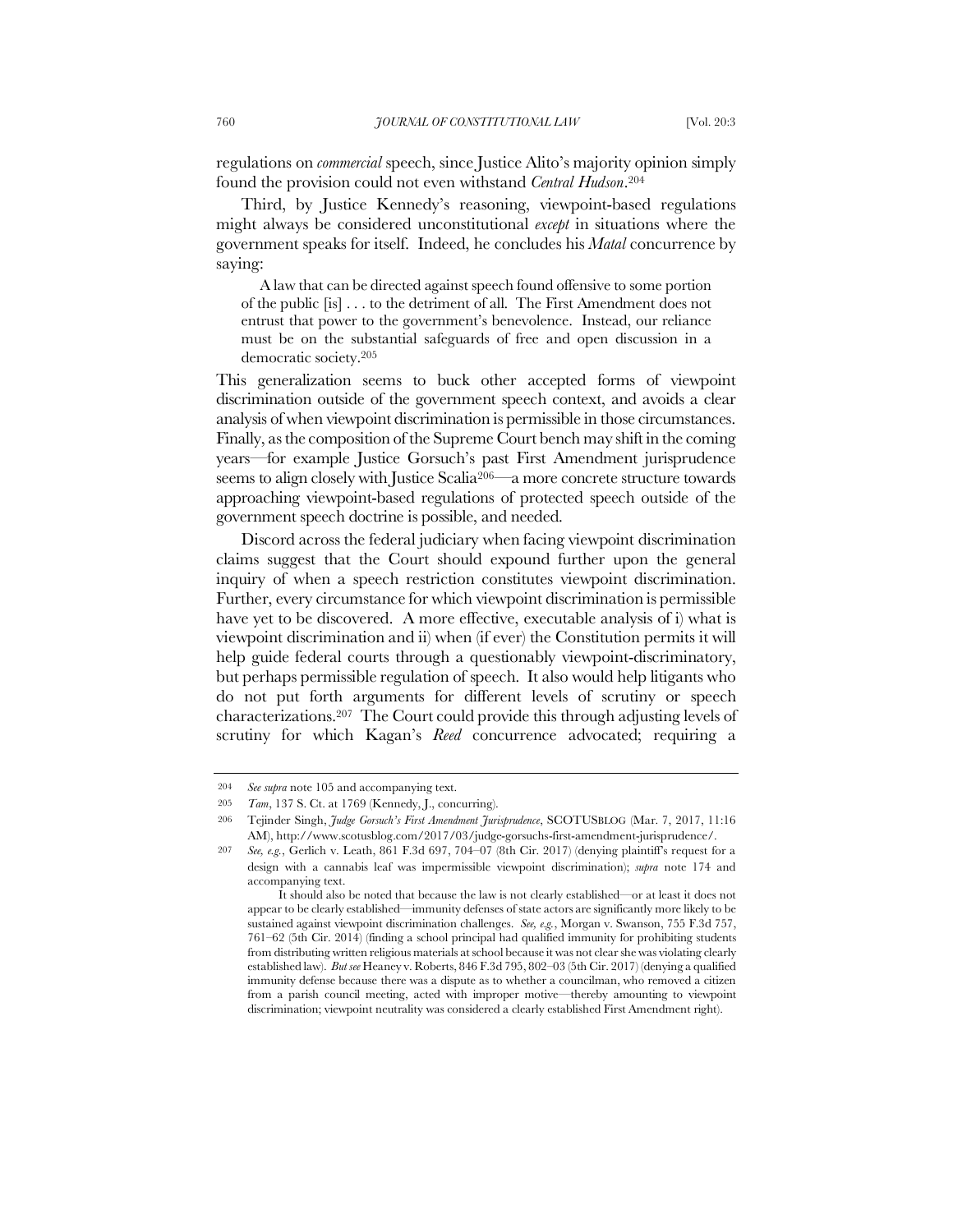regulations on *commercial* speech, since Justice Alito's majority opinion simply found the provision could not even withstand *Central Hudson*.[204]

Third, by Justice Kennedy's reasoning, viewpoint-based regulations might always be considered unconstitutional *except* in situations where the government speaks for itself. Indeed, he concludes his *Matal* concurrence by saying:

> A law that can be directed against speech found offensive to some portion of the public [is] . . . to the detriment of all. The First Amendment does not entrust that power to the government's benevolence. Instead, our reliance must be on the substantial safeguards of free and open discussion in a democratic society.[205]

This generalization seems to buck other accepted forms of viewpoint discrimination outside of the government speech context, and avoids a clear analysis of when viewpoint discrimination is permissible in those circumstances. Finally, as the composition of the Supreme Court bench may shift in the coming years—for example Justice Gorsuch's past First Amendment jurisprudence seems to align closely with Justice Scalia[206]—a more concrete structure towards approaching viewpoint-based regulations of protected speech outside of the government speech doctrine is possible, and needed.

Discord across the federal judiciary when facing viewpoint discrimination claims suggest that the Court should expound further upon the general inquiry of when a speech restriction constitutes viewpoint discrimination. Further, every circumstance for which viewpoint discrimination is permissible have yet to be discovered. A more effective, executable analysis of i) what is viewpoint discrimination and ii) when (if ever) the Constitution permits it will help guide federal courts through a questionably viewpoint-discriminatory, but perhaps permissible regulation of speech. It also would help litigants who do not put forth arguments for different levels of scrutiny or speech characterizations.[207] The Court could provide this through adjusting levels of scrutiny for which Kagan's *Reed* concurrence advocated; requiring a

---

204 *See supra* note 105 and accompanying text.

205 *Tam*, 137 S. Ct. at 1769 (Kennedy, J., concurring).

206 Tejinder Singh, *Judge Gorsuch's First Amendment Jurisprudence*, SCOTUSBLOG (Mar. 7, 2017, 11:16 AM), http://www.scotusblog.com/2017/03/judge-gorsuchs-first-amendment-jurisprudence/.

207 *See, e.g.*, Gerlich v. Leath, 861 F.3d 697, 704–07 (8th Cir. 2017) (denying plaintiff's request for a design with a cannabis leaf was impermissible viewpoint discrimination); *supra* note 174 and accompanying text.

It should also be noted that because the law is not clearly established—or at least it does not appear to be clearly established—immunity defenses of state actors are significantly more likely to be sustained against viewpoint discrimination challenges. *See, e.g.*, Morgan v. Swanson, 755 F.3d 757, 761–62 (5th Cir. 2014) (finding a school principal had qualified immunity for prohibiting students from distributing written religious materials at school because it was not clear she was violating clearly established law). *But see* Heaney v. Roberts, 846 F.3d 795, 802–03 (5th Cir. 2017) (denying a qualified immunity defense because there was a dispute as to whether a councilman, who removed a citizen from a parish council meeting, acted with improper motive—thereby amounting to viewpoint discrimination; viewpoint neutrality was considered a clearly established First Amendment right).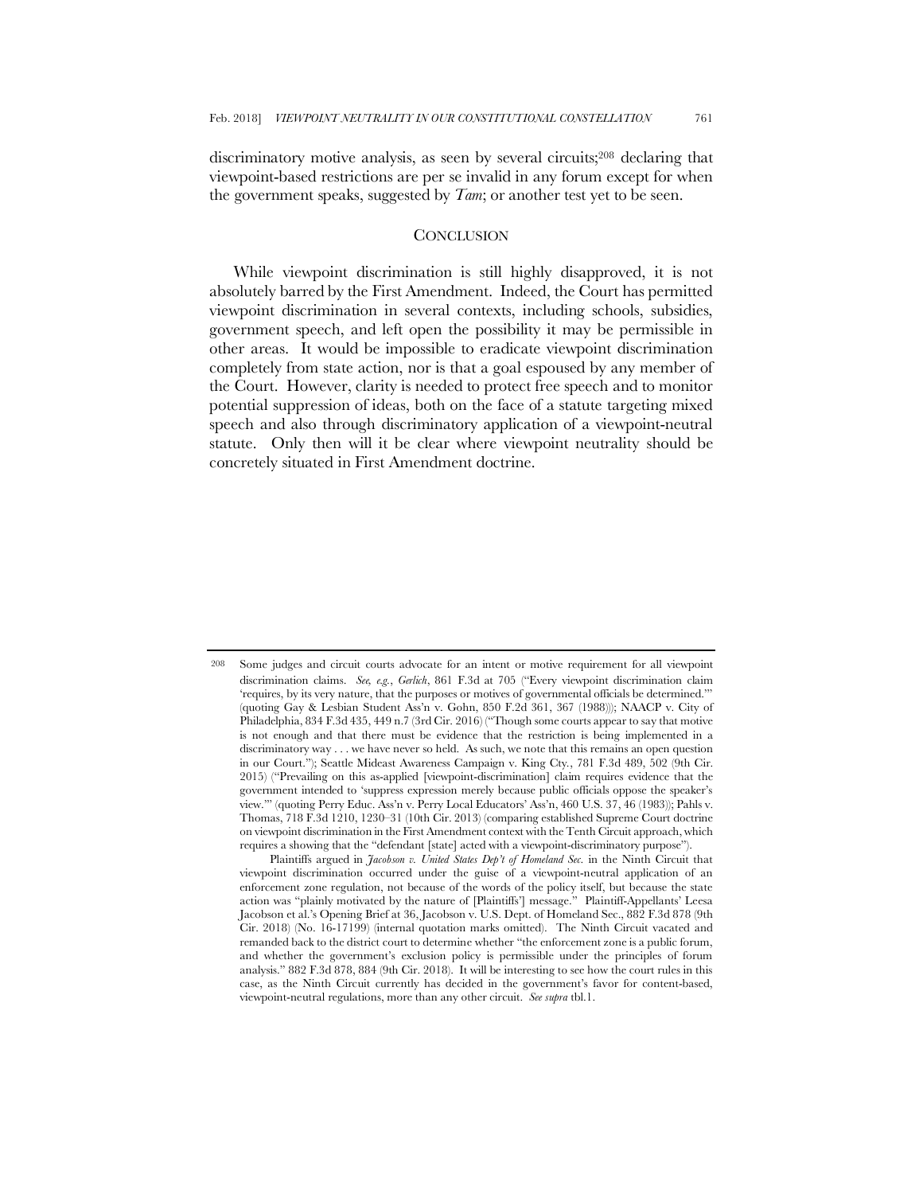discriminatory motive analysis, as seen by several circuits;[208] declaring that viewpoint-based restrictions are per se invalid in any forum except for when the government speaks, suggested by *Tam*; or another test yet to be seen.

## CONCLUSION

While viewpoint discrimination is still highly disapproved, it is not absolutely barred by the First Amendment. Indeed, the Court has permitted viewpoint discrimination in several contexts, including schools, subsidies, government speech, and left open the possibility it may be permissible in other areas. It would be impossible to eradicate viewpoint discrimination completely from state action, nor is that a goal espoused by any member of the Court. However, clarity is needed to protect free speech and to monitor potential suppression of ideas, both on the face of a statute targeting mixed speech and also through discriminatory application of a viewpoint-neutral statute. Only then will it be clear where viewpoint neutrality should be concretely situated in First Amendment doctrine.

---

208 Some judges and circuit courts advocate for an intent or motive requirement for all viewpoint discrimination claims. *See, e.g.*, *Gerlich*, 861 F.3d at 705 ("Every viewpoint discrimination claim 'requires, by its very nature, that the purposes or motives of governmental officials be determined.'" (quoting Gay & Lesbian Student Ass'n v. Gohn, 850 F.2d 361, 367 (1988))); NAACP v. City of Philadelphia, 834 F.3d 435, 449 n.7 (3rd Cir. 2016) ("Though some courts appear to say that motive is not enough and that there must be evidence that the restriction is being implemented in a discriminatory way . . . we have never so held. As such, we note that this remains an open question in our Court."); Seattle Mideast Awareness Campaign v. King Cty., 781 F.3d 489, 502 (9th Cir. 2015) ("Prevailing on this as-applied [viewpoint-discrimination] claim requires evidence that the government intended to 'suppress expression merely because public officials oppose the speaker's view.'" (quoting Perry Educ. Ass'n v. Perry Local Educators' Ass'n, 460 U.S. 37, 46 (1983)); Pahls v. Thomas, 718 F.3d 1210, 1230–31 (10th Cir. 2013) (comparing established Supreme Court doctrine on viewpoint discrimination in the First Amendment context with the Tenth Circuit approach, which requires a showing that the "defendant [state] acted with a viewpoint-discriminatory purpose").

Plaintiffs argued in *Jacobson v. United States Dep't of Homeland Sec.* in the Ninth Circuit that viewpoint discrimination occurred under the guise of a viewpoint-neutral application of an enforcement zone regulation, not because of the words of the policy itself, but because the state action was "plainly motivated by the nature of [Plaintiffs'] message." Plaintiff-Appellants' Leesa Jacobson et al.'s Opening Brief at 36, Jacobson v. U.S. Dept. of Homeland Sec., 882 F.3d 878 (9th Cir. 2018) (No. 16-17199) (internal quotation marks omitted). The Ninth Circuit vacated and remanded back to the district court to determine whether "the enforcement zone is a public forum, and whether the government's exclusion policy is permissible under the principles of forum analysis." 882 F.3d 878, 884 (9th Cir. 2018). It will be interesting to see how the court rules in this case, as the Ninth Circuit currently has decided in the government's favor for content-based, viewpoint-neutral regulations, more than any other circuit. *See supra* tbl.1.